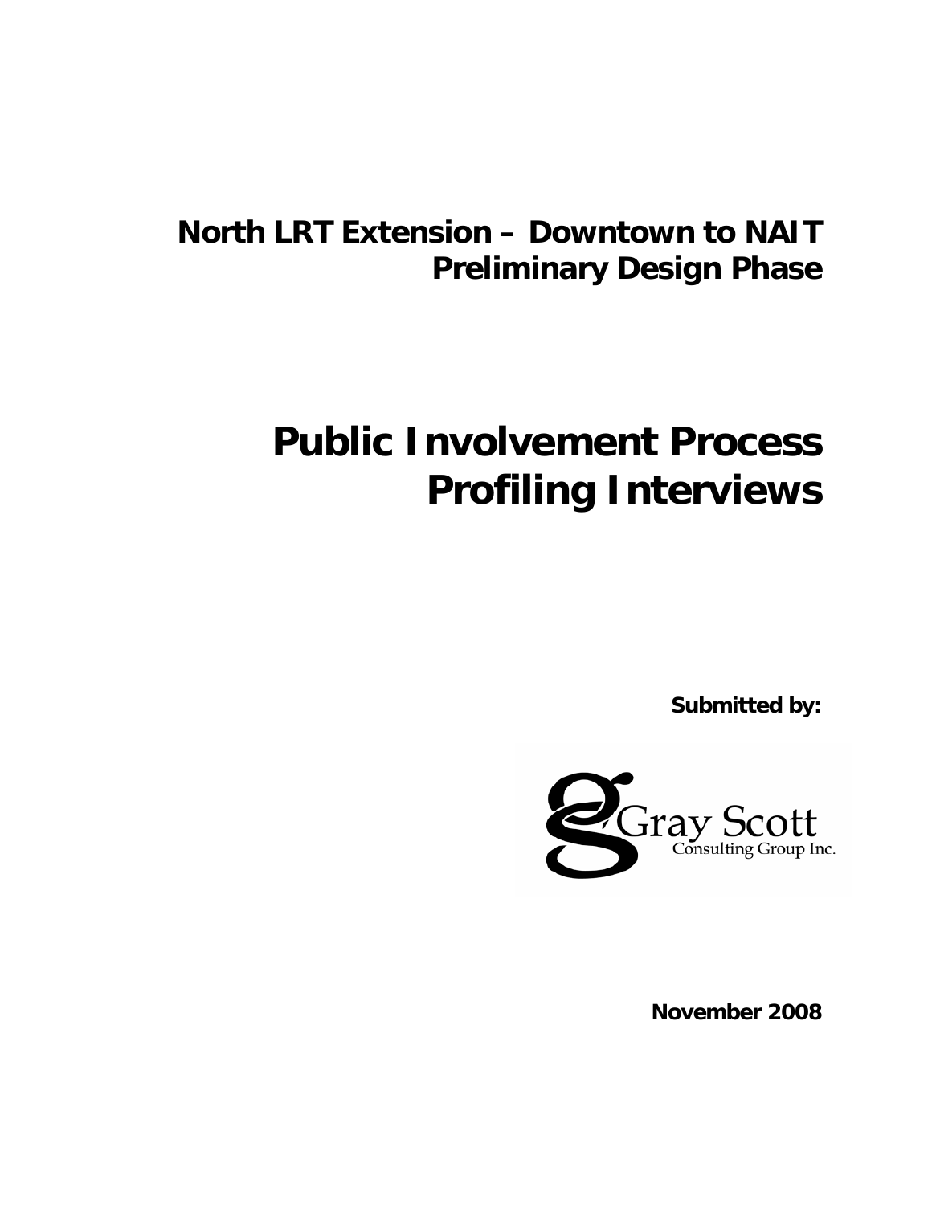# North LRT Extension – Downtown to NAIT
# Preliminary Design Phase

# Public Involvement Process
# Profiling Interviews

**Submitted by:**

Gray Scott
Consulting Group Inc.

**November 2008**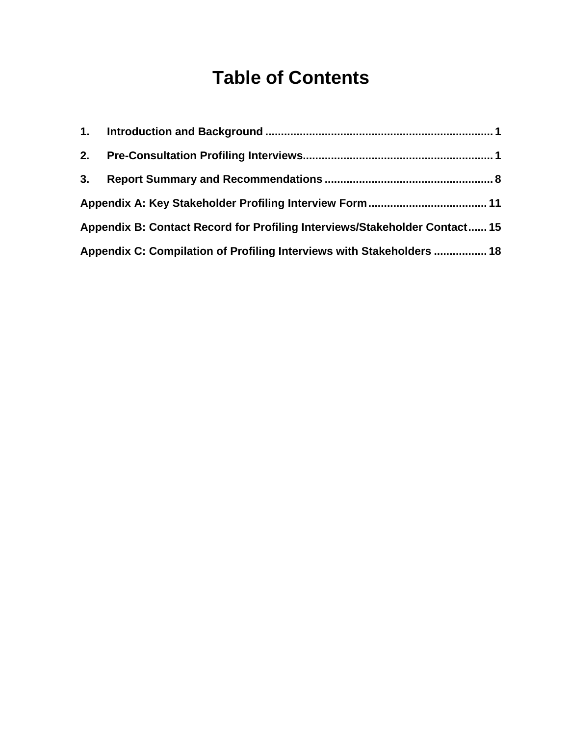# Table of Contents

1. Introduction and Background ........................................................................ 1
2. Pre-Consultation Profiling Interviews............................................................ 1
3. Report Summary and Recommendations ...................................................... 8

Appendix A: Key Stakeholder Profiling Interview Form...................................... 11

Appendix B: Contact Record for Profiling Interviews/Stakeholder Contact...... 15

Appendix C: Compilation of Profiling Interviews with Stakeholders ................. 18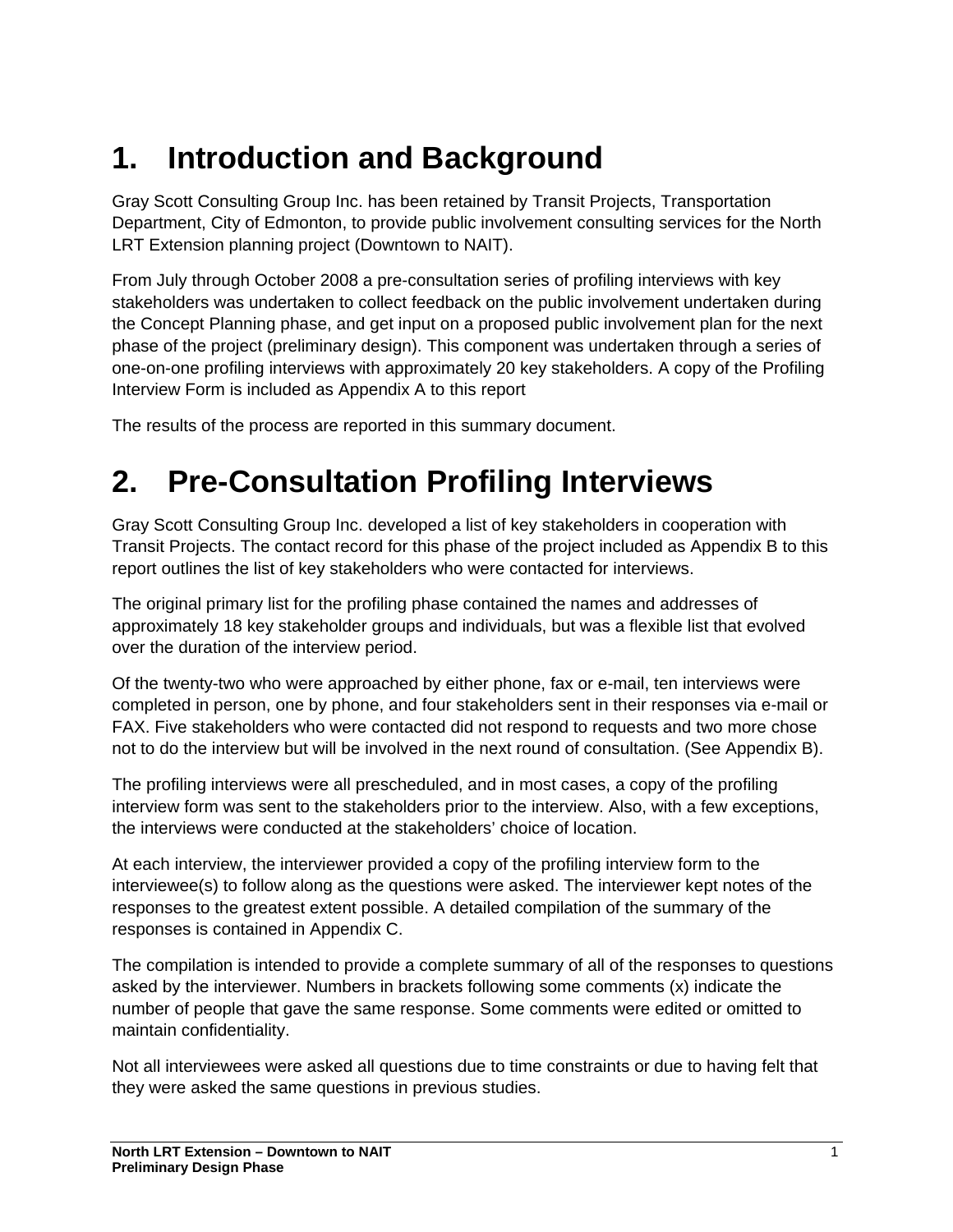# 1. Introduction and Background

Gray Scott Consulting Group Inc. has been retained by Transit Projects, Transportation Department, City of Edmonton, to provide public involvement consulting services for the North LRT Extension planning project (Downtown to NAIT).

From July through October 2008 a pre-consultation series of profiling interviews with key stakeholders was undertaken to collect feedback on the public involvement undertaken during the Concept Planning phase, and get input on a proposed public involvement plan for the next phase of the project (preliminary design). This component was undertaken through a series of one-on-one profiling interviews with approximately 20 key stakeholders. A copy of the Profiling Interview Form is included as Appendix A to this report

The results of the process are reported in this summary document.

# 2. Pre-Consultation Profiling Interviews

Gray Scott Consulting Group Inc. developed a list of key stakeholders in cooperation with Transit Projects. The contact record for this phase of the project included as Appendix B to this report outlines the list of key stakeholders who were contacted for interviews.

The original primary list for the profiling phase contained the names and addresses of approximately 18 key stakeholder groups and individuals, but was a flexible list that evolved over the duration of the interview period.

Of the twenty-two who were approached by either phone, fax or e-mail, ten interviews were completed in person, one by phone, and four stakeholders sent in their responses via e-mail or FAX. Five stakeholders who were contacted did not respond to requests and two more chose not to do the interview but will be involved in the next round of consultation. (See Appendix B).

The profiling interviews were all prescheduled, and in most cases, a copy of the profiling interview form was sent to the stakeholders prior to the interview. Also, with a few exceptions, the interviews were conducted at the stakeholders' choice of location.

At each interview, the interviewer provided a copy of the profiling interview form to the interviewee(s) to follow along as the questions were asked. The interviewer kept notes of the responses to the greatest extent possible. A detailed compilation of the summary of the responses is contained in Appendix C.

The compilation is intended to provide a complete summary of all of the responses to questions asked by the interviewer. Numbers in brackets following some comments (x) indicate the number of people that gave the same response. Some comments were edited or omitted to maintain confidentiality.

Not all interviewees were asked all questions due to time constraints or due to having felt that they were asked the same questions in previous studies.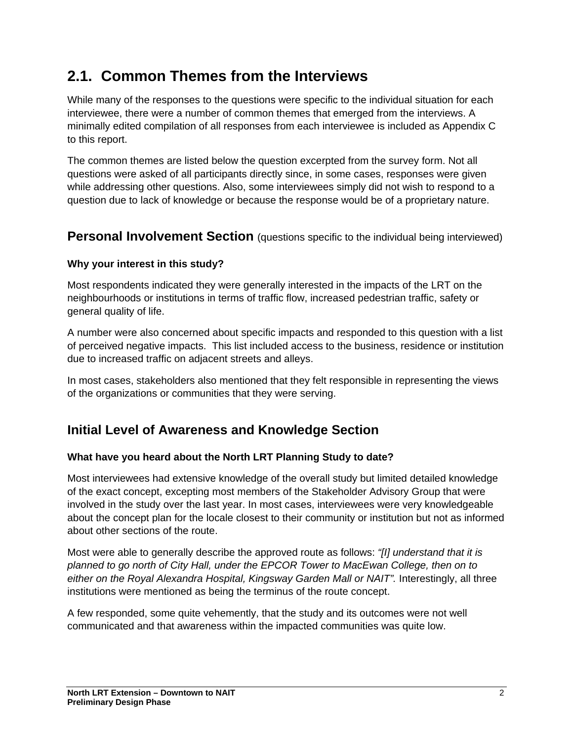## 2.1. Common Themes from the Interviews

While many of the responses to the questions were specific to the individual situation for each interviewee, there were a number of common themes that emerged from the interviews. A minimally edited compilation of all responses from each interviewee is included as Appendix C to this report.

The common themes are listed below the question excerpted from the survey form. Not all questions were asked of all participants directly since, in some cases, responses were given while addressing other questions. Also, some interviewees simply did not wish to respond to a question due to lack of knowledge or because the response would be of a proprietary nature.

### Personal Involvement Section (questions specific to the individual being interviewed)

**Why your interest in this study?**

Most respondents indicated they were generally interested in the impacts of the LRT on the neighbourhoods or institutions in terms of traffic flow, increased pedestrian traffic, safety or general quality of life.

A number were also concerned about specific impacts and responded to this question with a list of perceived negative impacts. This list included access to the business, residence or institution due to increased traffic on adjacent streets and alleys.

In most cases, stakeholders also mentioned that they felt responsible in representing the views of the organizations or communities that they were serving.

### Initial Level of Awareness and Knowledge Section

**What have you heard about the North LRT Planning Study to date?**

Most interviewees had extensive knowledge of the overall study but limited detailed knowledge of the exact concept, excepting most members of the Stakeholder Advisory Group that were involved in the study over the last year. In most cases, interviewees were very knowledgeable about the concept plan for the locale closest to their community or institution but not as informed about other sections of the route.

Most were able to generally describe the approved route as follows: *"[I] understand that it is planned to go north of City Hall, under the EPCOR Tower to MacEwan College, then on to either on the Royal Alexandra Hospital, Kingsway Garden Mall or NAIT".* Interestingly, all three institutions were mentioned as being the terminus of the route concept.

A few responded, some quite vehemently, that the study and its outcomes were not well communicated and that awareness within the impacted communities was quite low.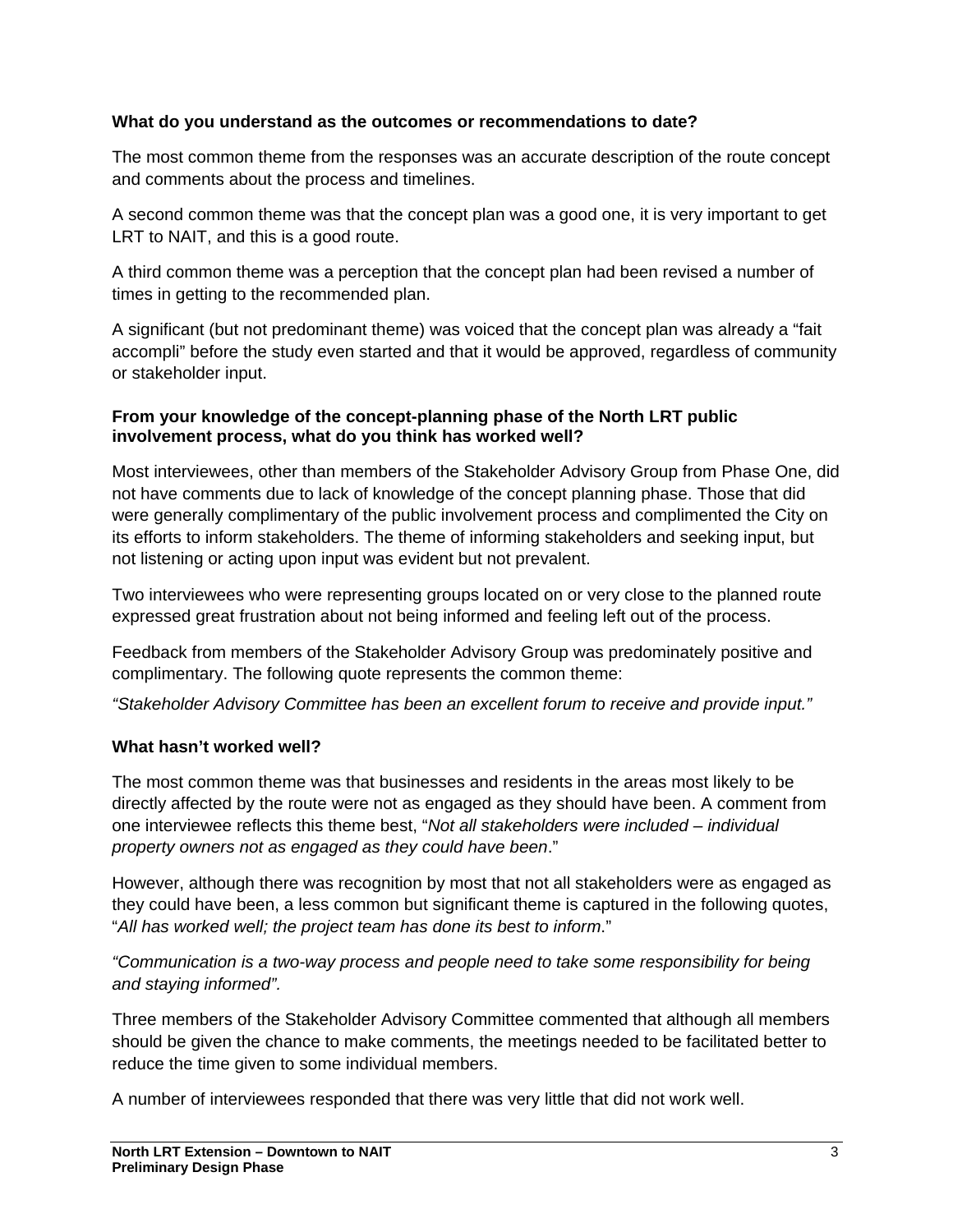**What do you understand as the outcomes or recommendations to date?**

The most common theme from the responses was an accurate description of the route concept and comments about the process and timelines.

A second common theme was that the concept plan was a good one, it is very important to get LRT to NAIT, and this is a good route.

A third common theme was a perception that the concept plan had been revised a number of times in getting to the recommended plan.

A significant (but not predominant theme) was voiced that the concept plan was already a "fait accompli" before the study even started and that it would be approved, regardless of community or stakeholder input.

**From your knowledge of the concept-planning phase of the North LRT public involvement process, what do you think has worked well?**

Most interviewees, other than members of the Stakeholder Advisory Group from Phase One, did not have comments due to lack of knowledge of the concept planning phase. Those that did were generally complimentary of the public involvement process and complimented the City on its efforts to inform stakeholders. The theme of informing stakeholders and seeking input, but not listening or acting upon input was evident but not prevalent.

Two interviewees who were representing groups located on or very close to the planned route expressed great frustration about not being informed and feeling left out of the process.

Feedback from members of the Stakeholder Advisory Group was predominately positive and complimentary. The following quote represents the common theme:

*"Stakeholder Advisory Committee has been an excellent forum to receive and provide input."*

**What hasn't worked well?**

The most common theme was that businesses and residents in the areas most likely to be directly affected by the route were not as engaged as they should have been. A comment from one interviewee reflects this theme best, "*Not all stakeholders were included – individual property owners not as engaged as they could have been*."

However, although there was recognition by most that not all stakeholders were as engaged as they could have been, a less common but significant theme is captured in the following quotes, "*All has worked well; the project team has done its best to inform*."

*"Communication is a two-way process and people need to take some responsibility for being and staying informed".*

Three members of the Stakeholder Advisory Committee commented that although all members should be given the chance to make comments, the meetings needed to be facilitated better to reduce the time given to some individual members.

A number of interviewees responded that there was very little that did not work well.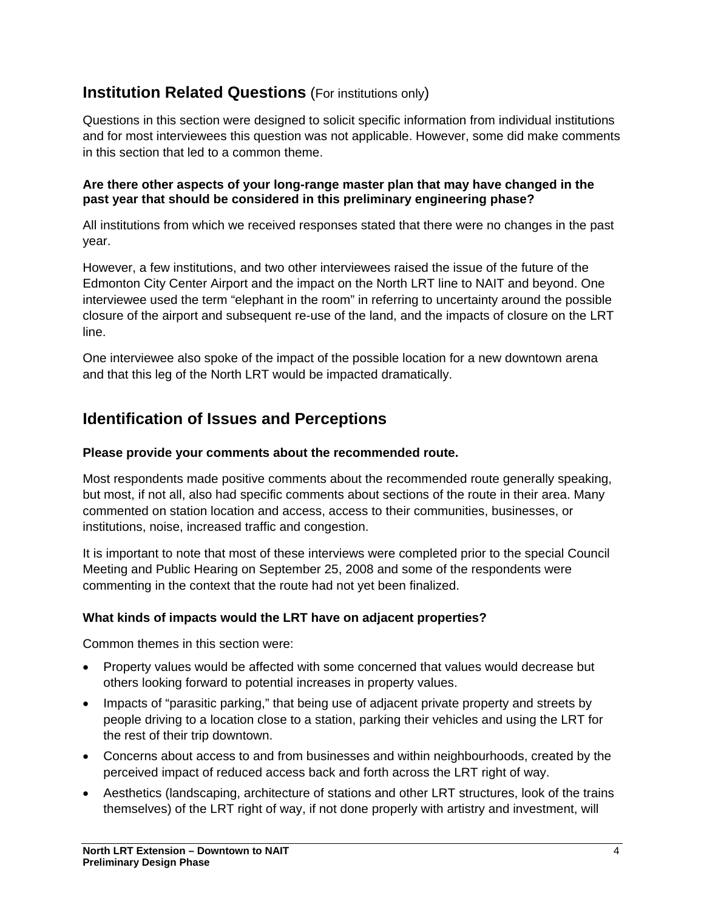## Institution Related Questions (For institutions only)

Questions in this section were designed to solicit specific information from individual institutions and for most interviewees this question was not applicable. However, some did make comments in this section that led to a common theme.

**Are there other aspects of your long-range master plan that may have changed in the past year that should be considered in this preliminary engineering phase?**

All institutions from which we received responses stated that there were no changes in the past year.

However, a few institutions, and two other interviewees raised the issue of the future of the Edmonton City Center Airport and the impact on the North LRT line to NAIT and beyond. One interviewee used the term "elephant in the room" in referring to uncertainty around the possible closure of the airport and subsequent re-use of the land, and the impacts of closure on the LRT line.

One interviewee also spoke of the impact of the possible location for a new downtown arena and that this leg of the North LRT would be impacted dramatically.

## Identification of Issues and Perceptions

**Please provide your comments about the recommended route.**

Most respondents made positive comments about the recommended route generally speaking, but most, if not all, also had specific comments about sections of the route in their area. Many commented on station location and access, access to their communities, businesses, or institutions, noise, increased traffic and congestion.

It is important to note that most of these interviews were completed prior to the special Council Meeting and Public Hearing on September 25, 2008 and some of the respondents were commenting in the context that the route had not yet been finalized.

**What kinds of impacts would the LRT have on adjacent properties?**

Common themes in this section were:

- Property values would be affected with some concerned that values would decrease but others looking forward to potential increases in property values.
- Impacts of "parasitic parking," that being use of adjacent private property and streets by people driving to a location close to a station, parking their vehicles and using the LRT for the rest of their trip downtown.
- Concerns about access to and from businesses and within neighbourhoods, created by the perceived impact of reduced access back and forth across the LRT right of way.
- Aesthetics (landscaping, architecture of stations and other LRT structures, look of the trains themselves) of the LRT right of way, if not done properly with artistry and investment, will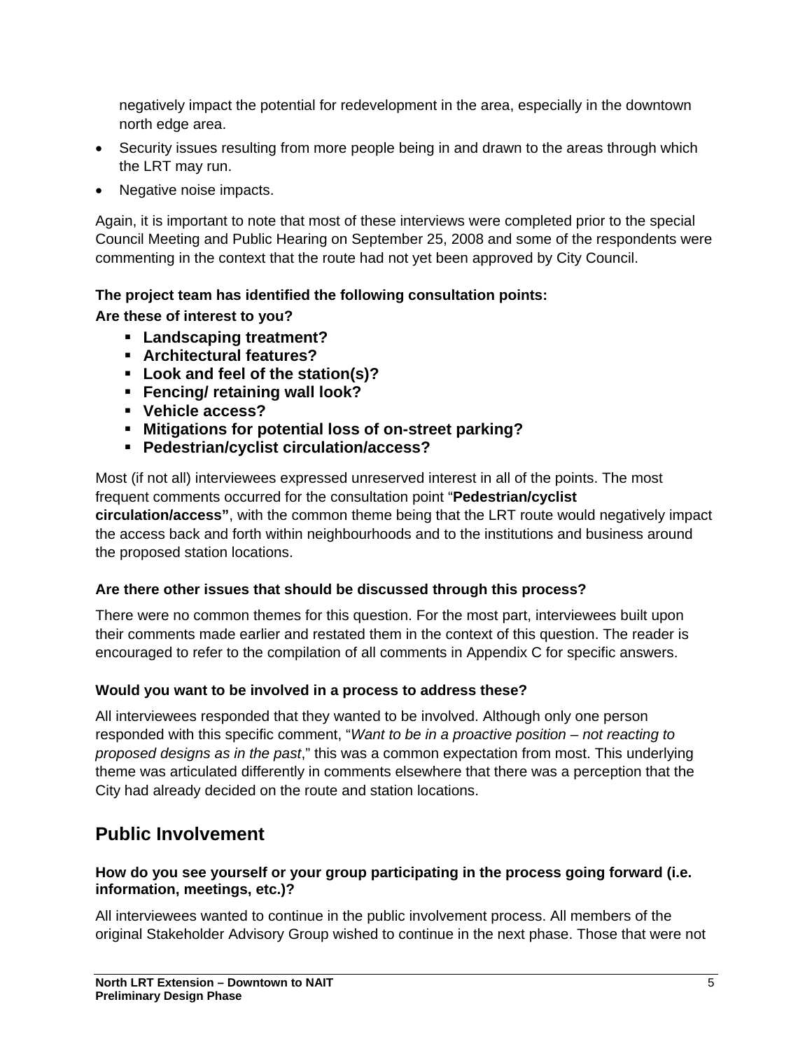negatively impact the potential for redevelopment in the area, especially in the downtown north edge area.

- Security issues resulting from more people being in and drawn to the areas through which the LRT may run.
- Negative noise impacts.

Again, it is important to note that most of these interviews were completed prior to the special Council Meeting and Public Hearing on September 25, 2008 and some of the respondents were commenting in the context that the route had not yet been approved by City Council.

**The project team has identified the following consultation points:**

**Are these of interest to you?**

- **Landscaping treatment?**
- **Architectural features?**
- **Look and feel of the station(s)?**
- **Fencing/ retaining wall look?**
- **Vehicle access?**
- **Mitigations for potential loss of on-street parking?**
- **Pedestrian/cyclist circulation/access?**

Most (if not all) interviewees expressed unreserved interest in all of the points. The most frequent comments occurred for the consultation point "**Pedestrian/cyclist circulation/access"**, with the common theme being that the LRT route would negatively impact the access back and forth within neighbourhoods and to the institutions and business around the proposed station locations.

**Are there other issues that should be discussed through this process?**

There were no common themes for this question. For the most part, interviewees built upon their comments made earlier and restated them in the context of this question. The reader is encouraged to refer to the compilation of all comments in Appendix C for specific answers.

**Would you want to be involved in a process to address these?**

All interviewees responded that they wanted to be involved. Although only one person responded with this specific comment, "*Want to be in a proactive position – not reacting to proposed designs as in the past*," this was a common expectation from most. This underlying theme was articulated differently in comments elsewhere that there was a perception that the City had already decided on the route and station locations.

## Public Involvement

**How do you see yourself or your group participating in the process going forward (i.e. information, meetings, etc.)?**

All interviewees wanted to continue in the public involvement process. All members of the original Stakeholder Advisory Group wished to continue in the next phase. Those that were not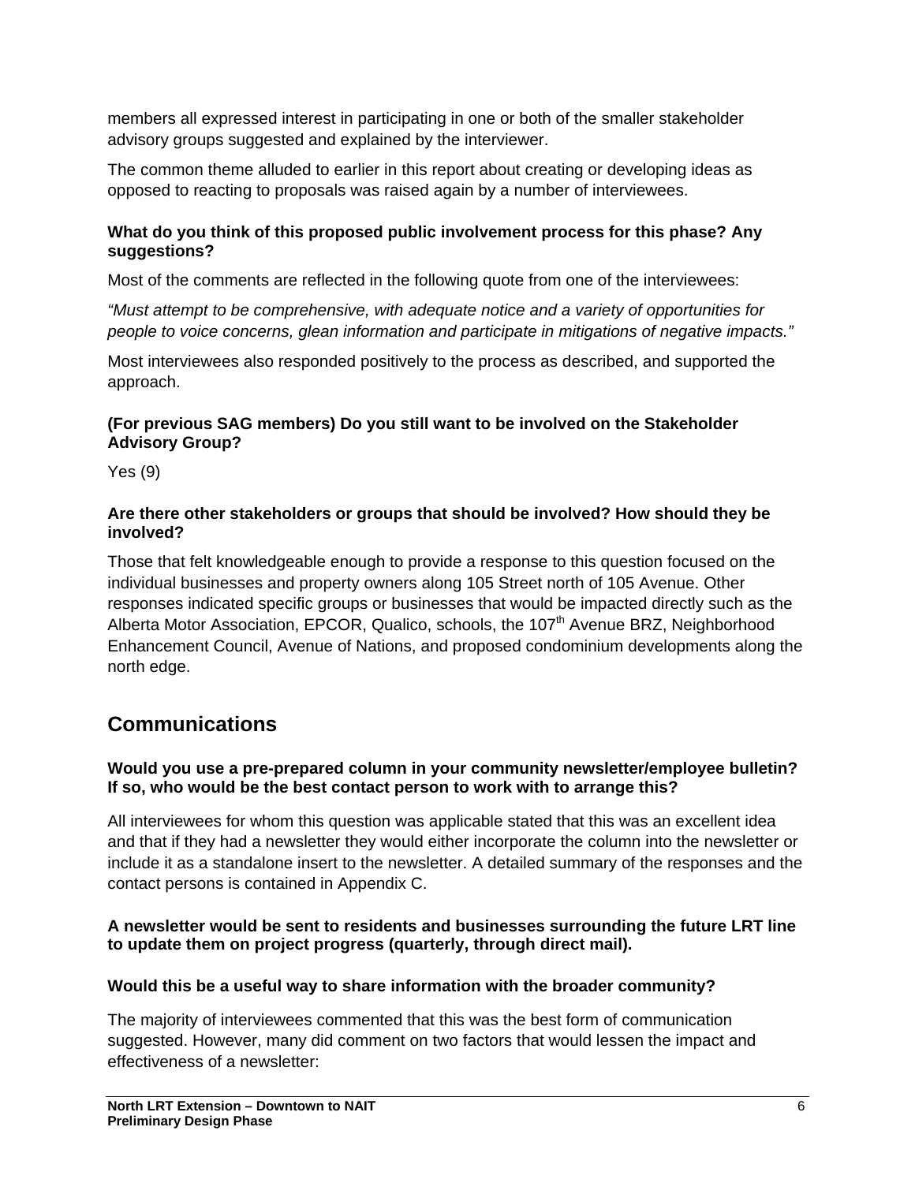members all expressed interest in participating in one or both of the smaller stakeholder advisory groups suggested and explained by the interviewer.

The common theme alluded to earlier in this report about creating or developing ideas as opposed to reacting to proposals was raised again by a number of interviewees.

**What do you think of this proposed public involvement process for this phase? Any suggestions?**

Most of the comments are reflected in the following quote from one of the interviewees:

*"Must attempt to be comprehensive, with adequate notice and a variety of opportunities for people to voice concerns, glean information and participate in mitigations of negative impacts."*

Most interviewees also responded positively to the process as described, and supported the approach.

**(For previous SAG members) Do you still want to be involved on the Stakeholder Advisory Group?**

Yes (9)

**Are there other stakeholders or groups that should be involved? How should they be involved?**

Those that felt knowledgeable enough to provide a response to this question focused on the individual businesses and property owners along 105 Street north of 105 Avenue. Other responses indicated specific groups or businesses that would be impacted directly such as the Alberta Motor Association, EPCOR, Qualico, schools, the 107th Avenue BRZ, Neighborhood Enhancement Council, Avenue of Nations, and proposed condominium developments along the north edge.

## Communications

**Would you use a pre-prepared column in your community newsletter/employee bulletin? If so, who would be the best contact person to work with to arrange this?**

All interviewees for whom this question was applicable stated that this was an excellent idea and that if they had a newsletter they would either incorporate the column into the newsletter or include it as a standalone insert to the newsletter. A detailed summary of the responses and the contact persons is contained in Appendix C.

**A newsletter would be sent to residents and businesses surrounding the future LRT line to update them on project progress (quarterly, through direct mail).**

**Would this be a useful way to share information with the broader community?**

The majority of interviewees commented that this was the best form of communication suggested. However, many did comment on two factors that would lessen the impact and effectiveness of a newsletter: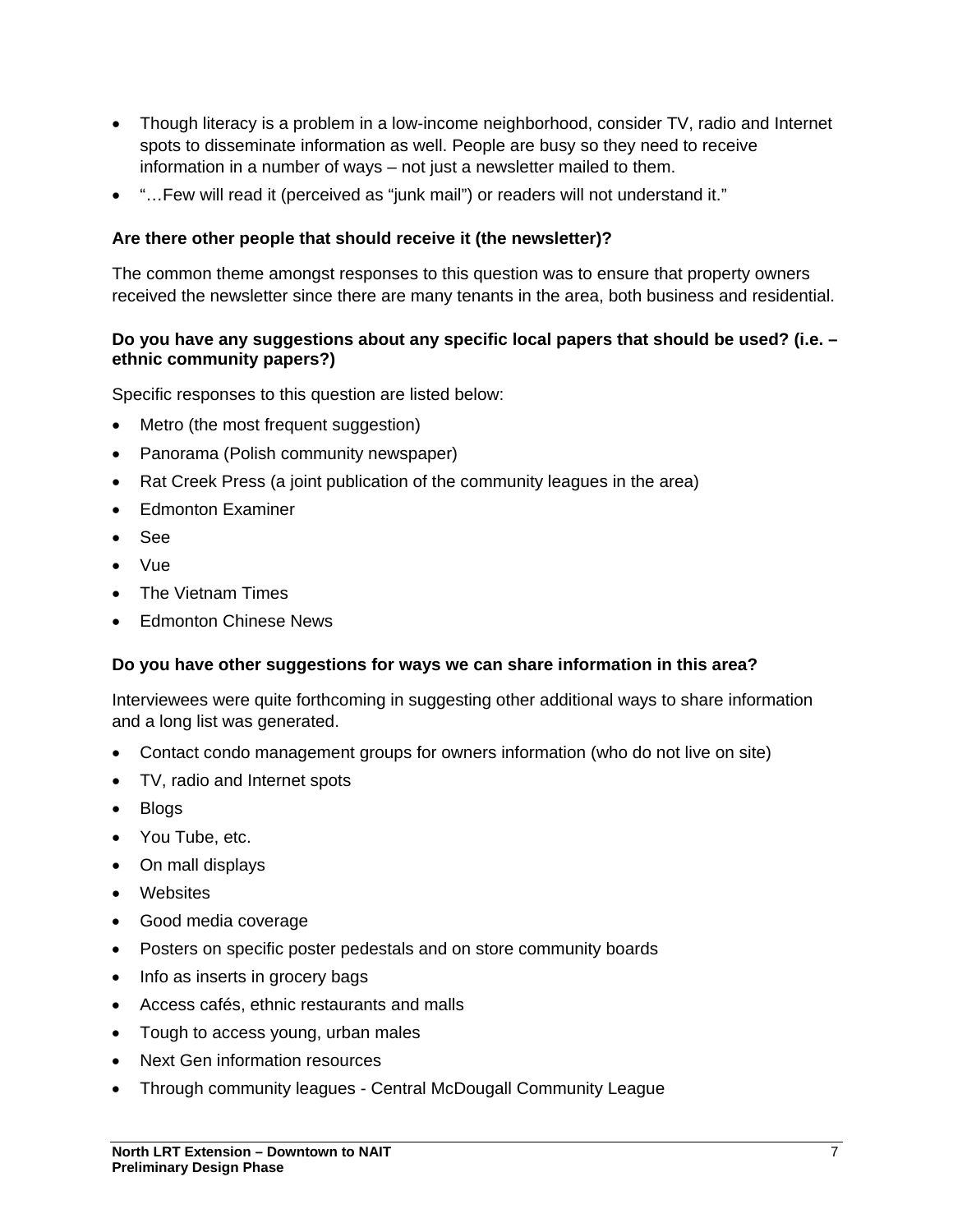- Though literacy is a problem in a low-income neighborhood, consider TV, radio and Internet spots to disseminate information as well. People are busy so they need to receive information in a number of ways – not just a newsletter mailed to them.
- "…Few will read it (perceived as "junk mail") or readers will not understand it."

**Are there other people that should receive it (the newsletter)?**

The common theme amongst responses to this question was to ensure that property owners received the newsletter since there are many tenants in the area, both business and residential.

**Do you have any suggestions about any specific local papers that should be used? (i.e. – ethnic community papers?)**

Specific responses to this question are listed below:

- Metro (the most frequent suggestion)
- Panorama (Polish community newspaper)
- Rat Creek Press (a joint publication of the community leagues in the area)
- Edmonton Examiner
- See
- Vue
- The Vietnam Times
- Edmonton Chinese News

**Do you have other suggestions for ways we can share information in this area?**

Interviewees were quite forthcoming in suggesting other additional ways to share information and a long list was generated.

- Contact condo management groups for owners information (who do not live on site)
- TV, radio and Internet spots
- Blogs
- You Tube, etc.
- On mall displays
- Websites
- Good media coverage
- Posters on specific poster pedestals and on store community boards
- Info as inserts in grocery bags
- Access cafés, ethnic restaurants and malls
- Tough to access young, urban males
- Next Gen information resources
- Through community leagues - Central McDougall Community League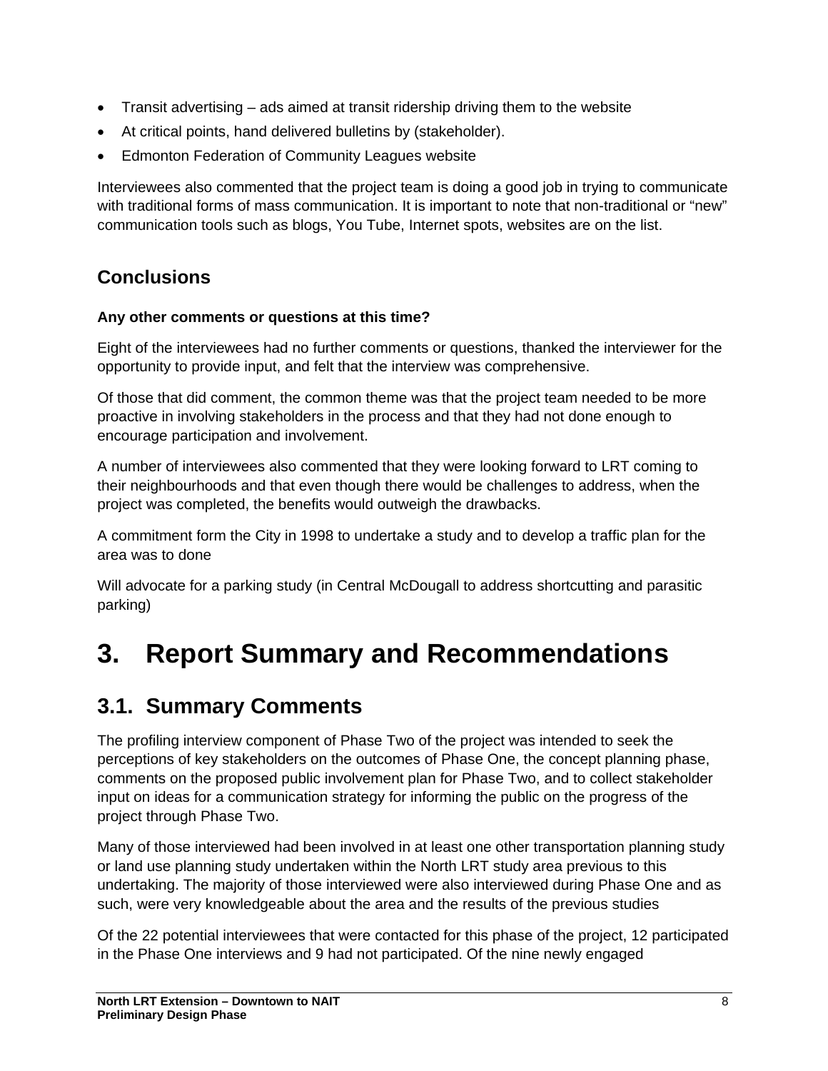- Transit advertising – ads aimed at transit ridership driving them to the website
- At critical points, hand delivered bulletins by (stakeholder).
- Edmonton Federation of Community Leagues website

Interviewees also commented that the project team is doing a good job in trying to communicate with traditional forms of mass communication. It is important to note that non-traditional or "new" communication tools such as blogs, You Tube, Internet spots, websites are on the list.

## Conclusions

**Any other comments or questions at this time?**

Eight of the interviewees had no further comments or questions, thanked the interviewer for the opportunity to provide input, and felt that the interview was comprehensive.

Of those that did comment, the common theme was that the project team needed to be more proactive in involving stakeholders in the process and that they had not done enough to encourage participation and involvement.

A number of interviewees also commented that they were looking forward to LRT coming to their neighbourhoods and that even though there would be challenges to address, when the project was completed, the benefits would outweigh the drawbacks.

A commitment form the City in 1998 to undertake a study and to develop a traffic plan for the area was to done

Will advocate for a parking study (in Central McDougall to address shortcutting and parasitic parking)

# 3. Report Summary and Recommendations

## 3.1. Summary Comments

The profiling interview component of Phase Two of the project was intended to seek the perceptions of key stakeholders on the outcomes of Phase One, the concept planning phase, comments on the proposed public involvement plan for Phase Two, and to collect stakeholder input on ideas for a communication strategy for informing the public on the progress of the project through Phase Two.

Many of those interviewed had been involved in at least one other transportation planning study or land use planning study undertaken within the North LRT study area previous to this undertaking. The majority of those interviewed were also interviewed during Phase One and as such, were very knowledgeable about the area and the results of the previous studies

Of the 22 potential interviewees that were contacted for this phase of the project, 12 participated in the Phase One interviews and 9 had not participated. Of the nine newly engaged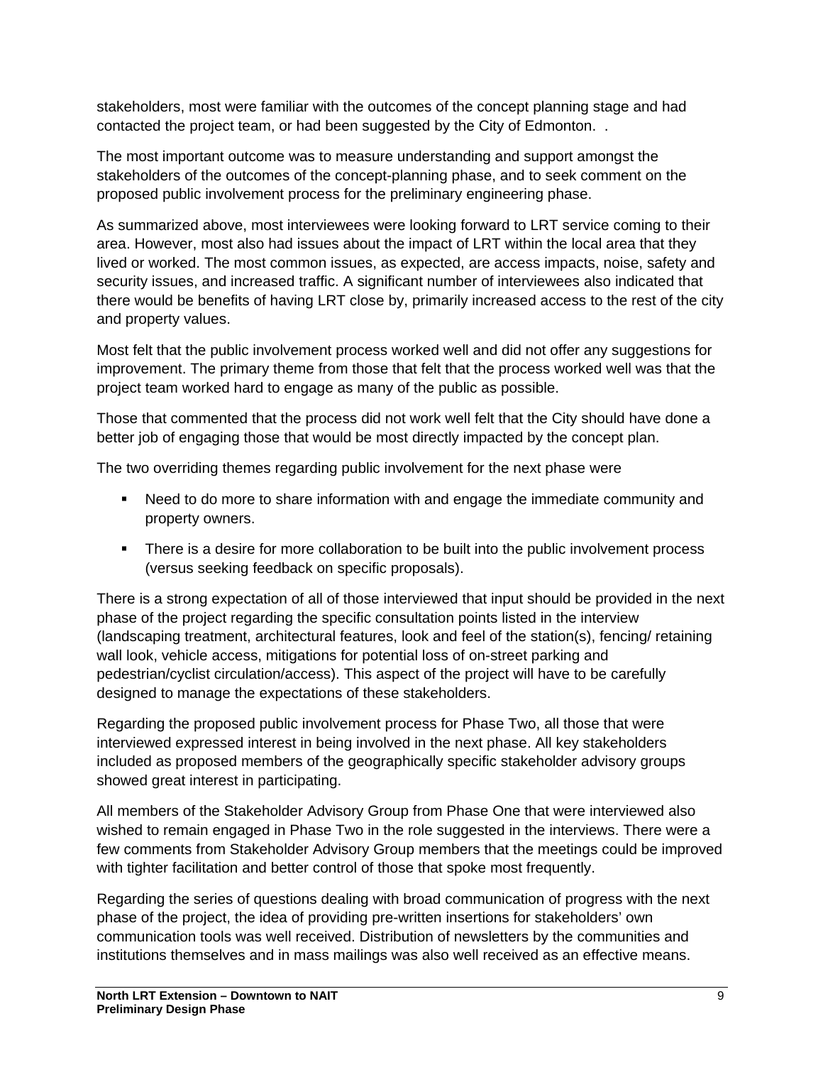stakeholders, most were familiar with the outcomes of the concept planning stage and had contacted the project team, or had been suggested by the City of Edmonton. .

The most important outcome was to measure understanding and support amongst the stakeholders of the outcomes of the concept-planning phase, and to seek comment on the proposed public involvement process for the preliminary engineering phase.

As summarized above, most interviewees were looking forward to LRT service coming to their area. However, most also had issues about the impact of LRT within the local area that they lived or worked. The most common issues, as expected, are access impacts, noise, safety and security issues, and increased traffic. A significant number of interviewees also indicated that there would be benefits of having LRT close by, primarily increased access to the rest of the city and property values.

Most felt that the public involvement process worked well and did not offer any suggestions for improvement. The primary theme from those that felt that the process worked well was that the project team worked hard to engage as many of the public as possible.

Those that commented that the process did not work well felt that the City should have done a better job of engaging those that would be most directly impacted by the concept plan.

The two overriding themes regarding public involvement for the next phase were

- Need to do more to share information with and engage the immediate community and property owners.
- There is a desire for more collaboration to be built into the public involvement process (versus seeking feedback on specific proposals).

There is a strong expectation of all of those interviewed that input should be provided in the next phase of the project regarding the specific consultation points listed in the interview (landscaping treatment, architectural features, look and feel of the station(s), fencing/ retaining wall look, vehicle access, mitigations for potential loss of on-street parking and pedestrian/cyclist circulation/access). This aspect of the project will have to be carefully designed to manage the expectations of these stakeholders.

Regarding the proposed public involvement process for Phase Two, all those that were interviewed expressed interest in being involved in the next phase. All key stakeholders included as proposed members of the geographically specific stakeholder advisory groups showed great interest in participating.

All members of the Stakeholder Advisory Group from Phase One that were interviewed also wished to remain engaged in Phase Two in the role suggested in the interviews. There were a few comments from Stakeholder Advisory Group members that the meetings could be improved with tighter facilitation and better control of those that spoke most frequently.

Regarding the series of questions dealing with broad communication of progress with the next phase of the project, the idea of providing pre-written insertions for stakeholders' own communication tools was well received. Distribution of newsletters by the communities and institutions themselves and in mass mailings was also well received as an effective means.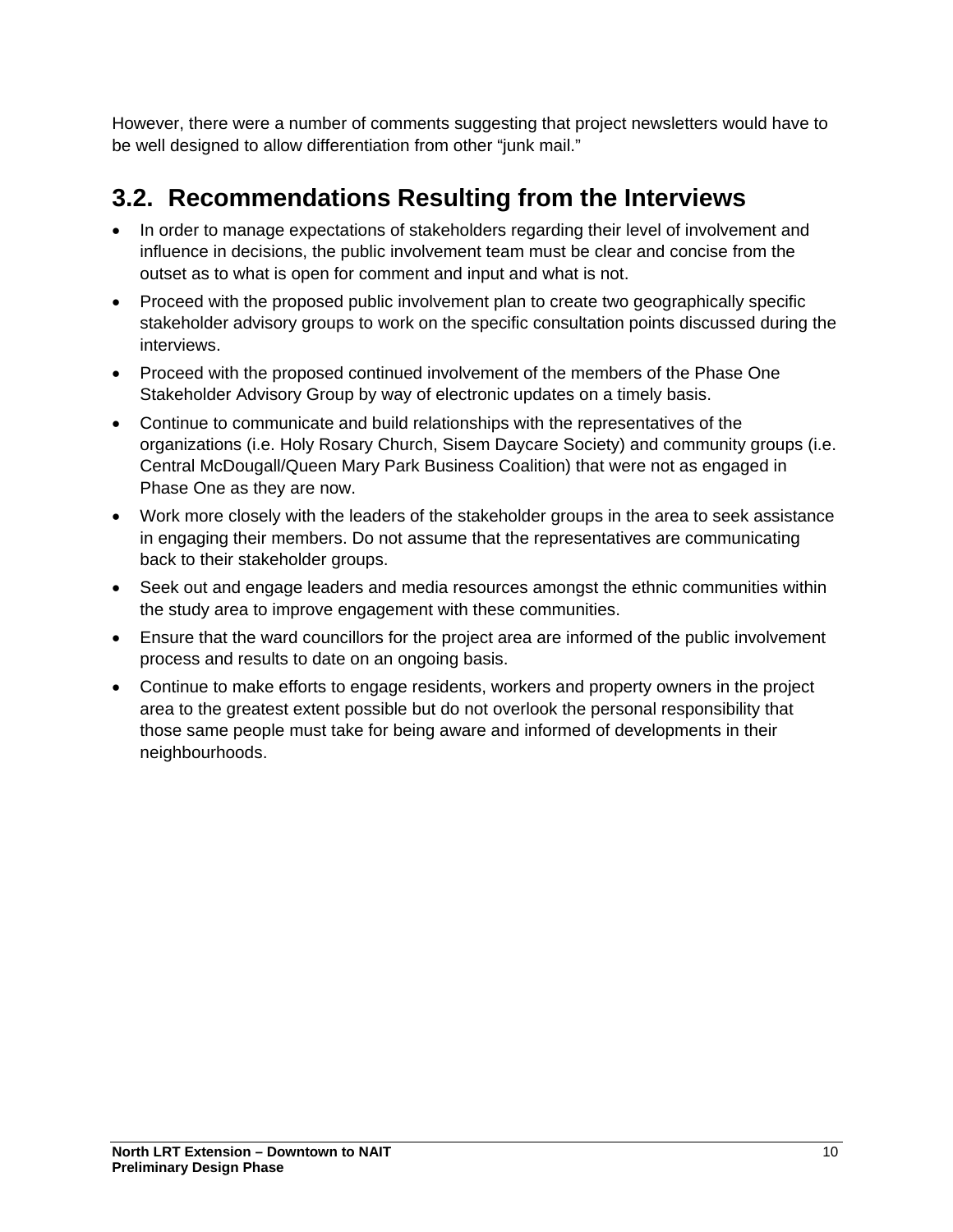However, there were a number of comments suggesting that project newsletters would have to be well designed to allow differentiation from other “junk mail.”

## 3.2. Recommendations Resulting from the Interviews

- In order to manage expectations of stakeholders regarding their level of involvement and influence in decisions, the public involvement team must be clear and concise from the outset as to what is open for comment and input and what is not.
- Proceed with the proposed public involvement plan to create two geographically specific stakeholder advisory groups to work on the specific consultation points discussed during the interviews.
- Proceed with the proposed continued involvement of the members of the Phase One Stakeholder Advisory Group by way of electronic updates on a timely basis.
- Continue to communicate and build relationships with the representatives of the organizations (i.e. Holy Rosary Church, Sisem Daycare Society) and community groups (i.e. Central McDougall/Queen Mary Park Business Coalition) that were not as engaged in Phase One as they are now.
- Work more closely with the leaders of the stakeholder groups in the area to seek assistance in engaging their members. Do not assume that the representatives are communicating back to their stakeholder groups.
- Seek out and engage leaders and media resources amongst the ethnic communities within the study area to improve engagement with these communities.
- Ensure that the ward councillors for the project area are informed of the public involvement process and results to date on an ongoing basis.
- Continue to make efforts to engage residents, workers and property owners in the project area to the greatest extent possible but do not overlook the personal responsibility that those same people must take for being aware and informed of developments in their neighbourhoods.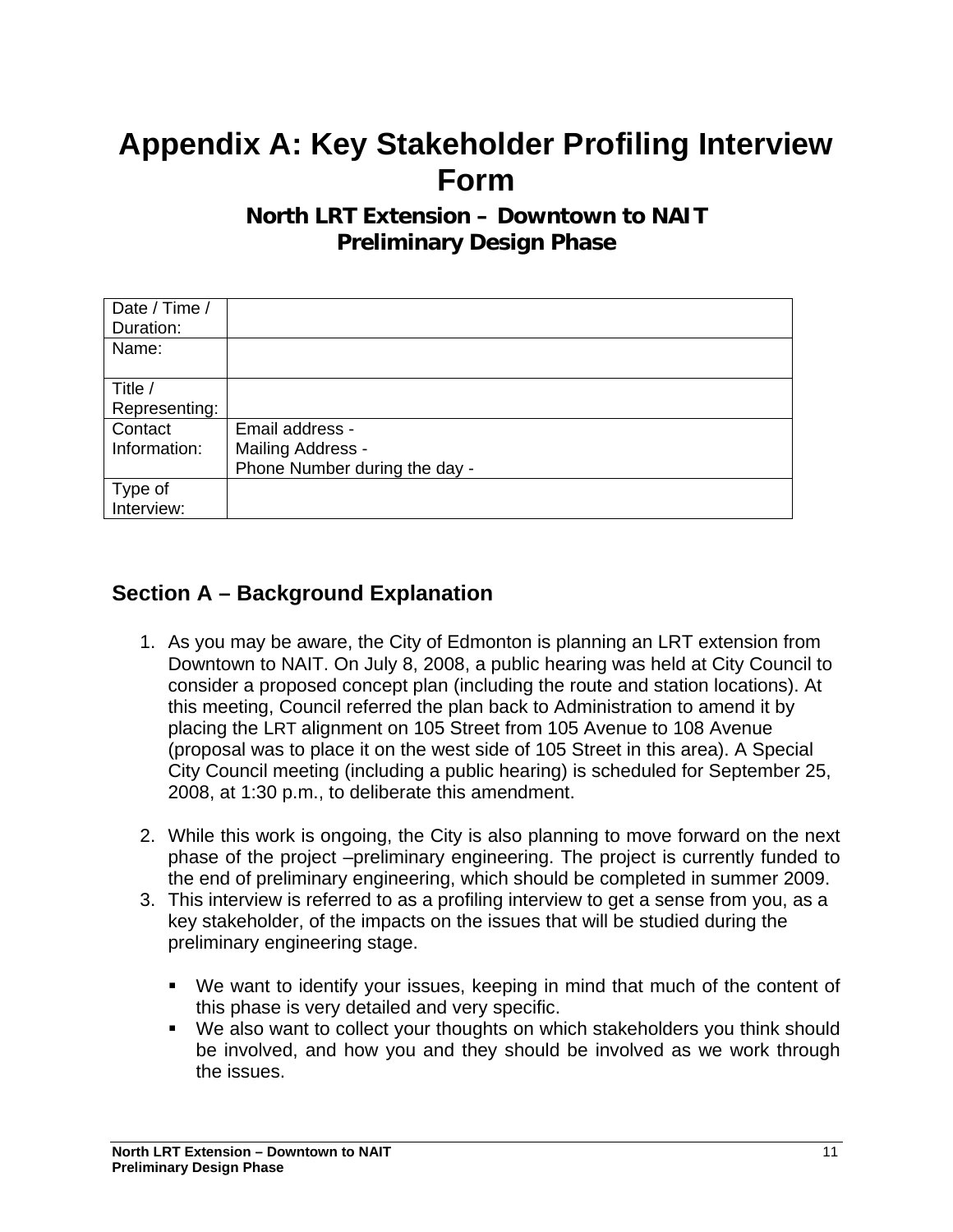# Appendix A: Key Stakeholder Profiling Interview Form

### North LRT Extension – Downtown to NAIT
### Preliminary Design Phase

| | |
|---|---|
| Date / Time / Duration: | |
| Name: | |
| Title / Representing: | |
| Contact Information: | Email address -<br>Mailing Address -<br>Phone Number during the day - |
| Type of Interview: | |

## Section A – Background Explanation

1. As you may be aware, the City of Edmonton is planning an LRT extension from Downtown to NAIT. On July 8, 2008, a public hearing was held at City Council to consider a proposed concept plan (including the route and station locations). At this meeting, Council referred the plan back to Administration to amend it by placing the LRT alignment on 105 Street from 105 Avenue to 108 Avenue (proposal was to place it on the west side of 105 Street in this area). A Special City Council meeting (including a public hearing) is scheduled for September 25, 2008, at 1:30 p.m., to deliberate this amendment.

2. While this work is ongoing, the City is also planning to move forward on the next phase of the project –preliminary engineering. The project is currently funded to the end of preliminary engineering, which should be completed in summer 2009.
3. This interview is referred to as a profiling interview to get a sense from you, as a key stakeholder, of the impacts on the issues that will be studied during the preliminary engineering stage.

   - We want to identify your issues, keeping in mind that much of the content of this phase is very detailed and very specific.
   - We also want to collect your thoughts on which stakeholders you think should be involved, and how you and they should be involved as we work through the issues.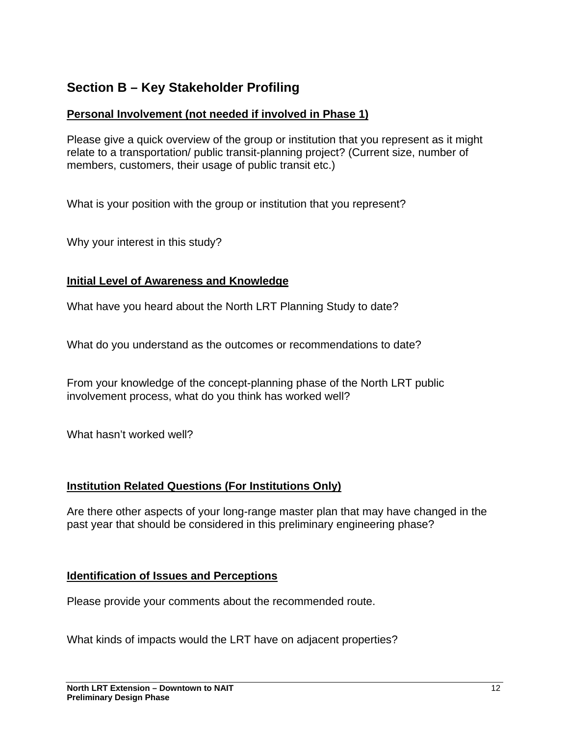## Section B – Key Stakeholder Profiling

**Personal Involvement (not needed if involved in Phase 1)**

Please give a quick overview of the group or institution that you represent as it might relate to a transportation/ public transit-planning project? (Current size, number of members, customers, their usage of public transit etc.)

What is your position with the group or institution that you represent?

Why your interest in this study?

**Initial Level of Awareness and Knowledge**

What have you heard about the North LRT Planning Study to date?

What do you understand as the outcomes or recommendations to date?

From your knowledge of the concept-planning phase of the North LRT public involvement process, what do you think has worked well?

What hasn't worked well?

**Institution Related Questions (For Institutions Only)**

Are there other aspects of your long-range master plan that may have changed in the past year that should be considered in this preliminary engineering phase?

**Identification of Issues and Perceptions**

Please provide your comments about the recommended route.

What kinds of impacts would the LRT have on adjacent properties?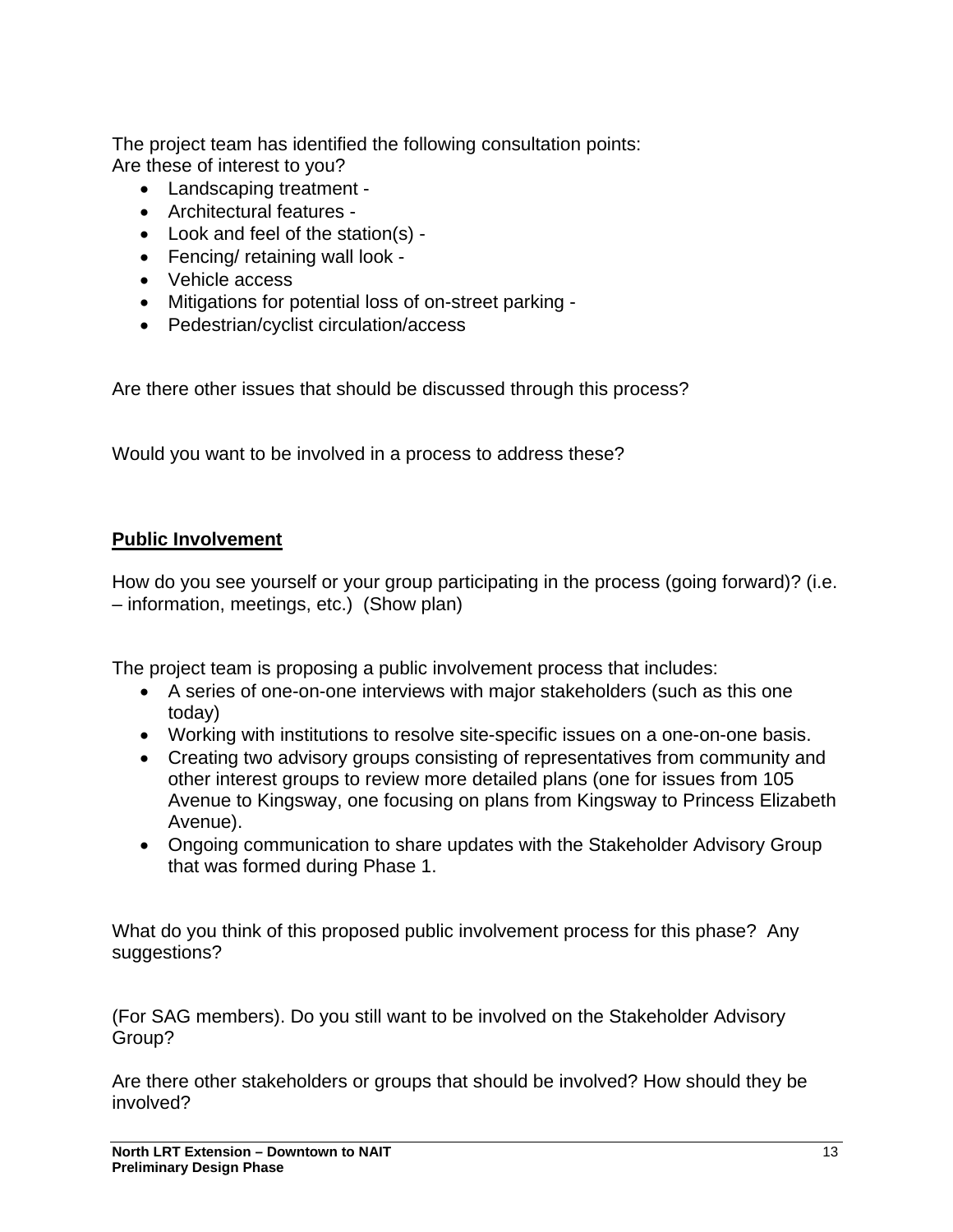The project team has identified the following consultation points:
Are these of interest to you?

- Landscaping treatment -
- Architectural features -
- Look and feel of the station(s) -
- Fencing/ retaining wall look -
- Vehicle access
- Mitigations for potential loss of on-street parking -
- Pedestrian/cyclist circulation/access

Are there other issues that should be discussed through this process?

Would you want to be involved in a process to address these?

**Public Involvement**

How do you see yourself or your group participating in the process (going forward)? (i.e. – information, meetings, etc.) (Show plan)

The project team is proposing a public involvement process that includes:

- A series of one-on-one interviews with major stakeholders (such as this one today)
- Working with institutions to resolve site-specific issues on a one-on-one basis.
- Creating two advisory groups consisting of representatives from community and other interest groups to review more detailed plans (one for issues from 105 Avenue to Kingsway, one focusing on plans from Kingsway to Princess Elizabeth Avenue).
- Ongoing communication to share updates with the Stakeholder Advisory Group that was formed during Phase 1.

What do you think of this proposed public involvement process for this phase? Any suggestions?

(For SAG members). Do you still want to be involved on the Stakeholder Advisory Group?

Are there other stakeholders or groups that should be involved? How should they be involved?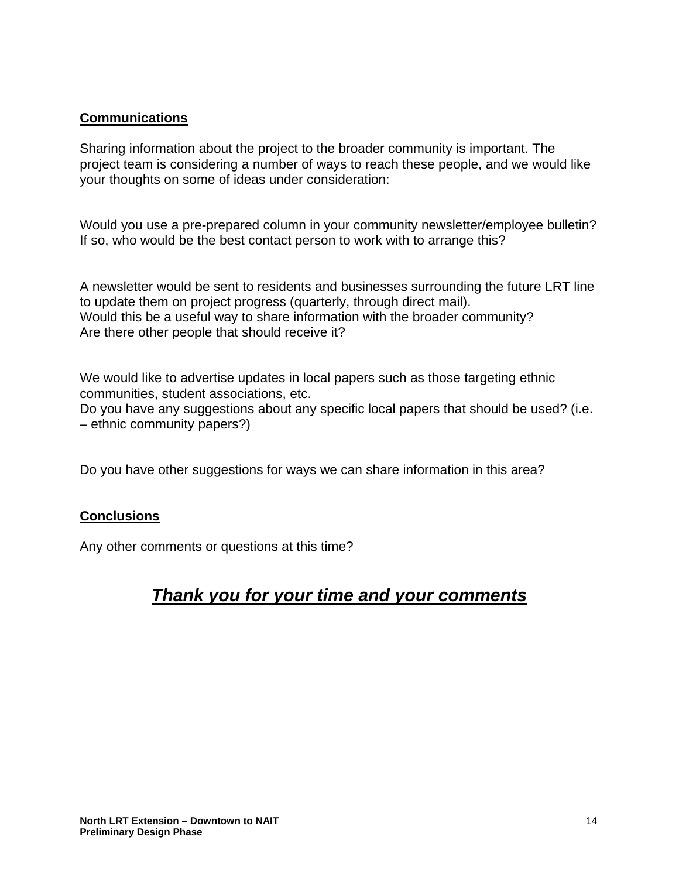**Communications**

Sharing information about the project to the broader community is important. The project team is considering a number of ways to reach these people, and we would like your thoughts on some of ideas under consideration:

Would you use a pre-prepared column in your community newsletter/employee bulletin? If so, who would be the best contact person to work with to arrange this?

A newsletter would be sent to residents and businesses surrounding the future LRT line to update them on project progress (quarterly, through direct mail).
Would this be a useful way to share information with the broader community?
Are there other people that should receive it?

We would like to advertise updates in local papers such as those targeting ethnic communities, student associations, etc.
Do you have any suggestions about any specific local papers that should be used? (i.e. – ethnic community papers?)

Do you have other suggestions for ways we can share information in this area?

**Conclusions**

Any other comments or questions at this time?

***Thank you for your time and your comments***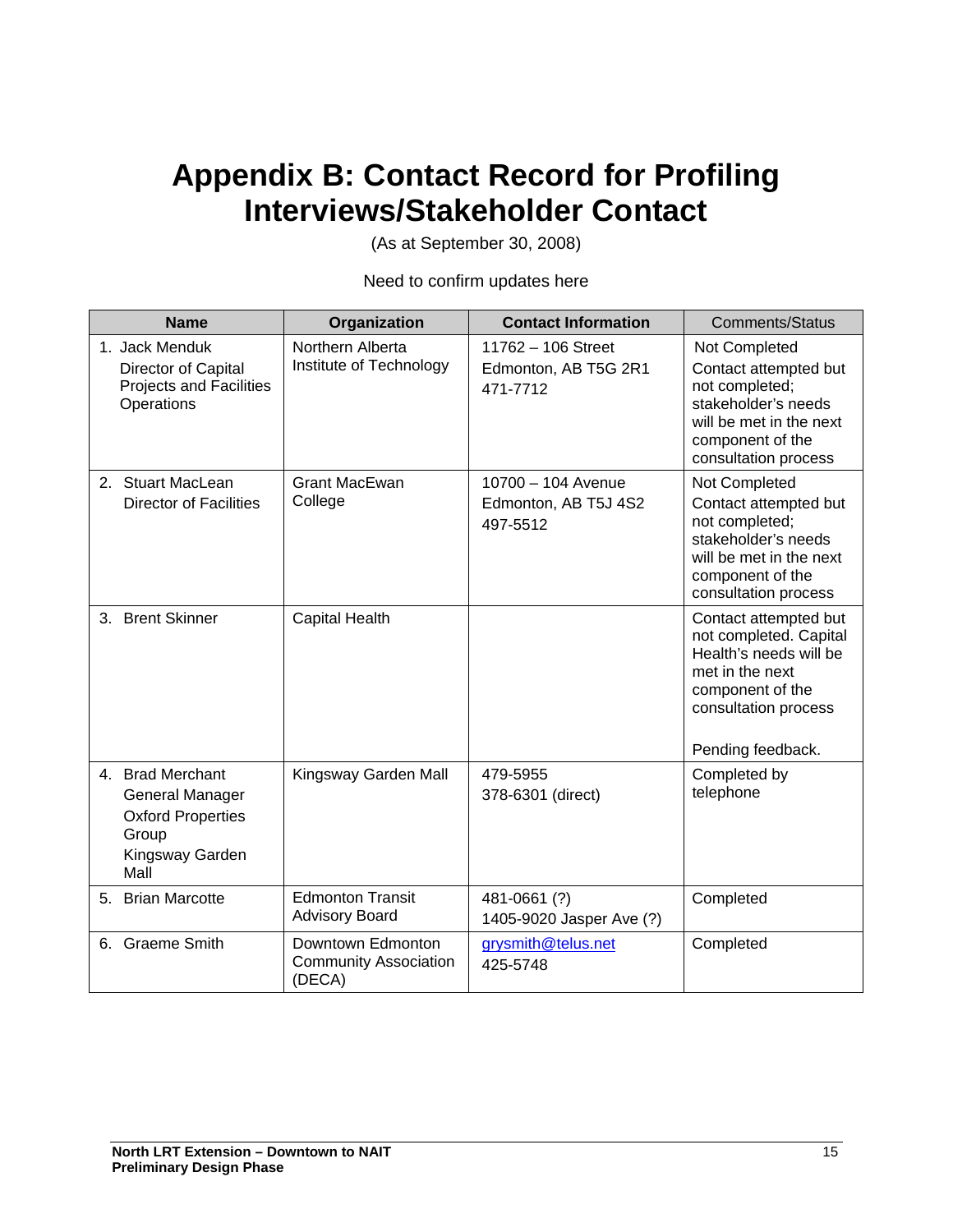# Appendix B: Contact Record for Profiling Interviews/Stakeholder Contact

(As at September 30, 2008)

Need to confirm updates here

| Name | Organization | Contact Information | Comments/Status |
|---|---|---|---|
| 1. Jack Menduk<br>Director of Capital Projects and Facilities Operations | Northern Alberta Institute of Technology | 11762 – 106 Street<br>Edmonton, AB T5G 2R1<br>471-7712 | Not Completed<br>Contact attempted but not completed; stakeholder's needs will be met in the next component of the consultation process |
| 2. Stuart MacLean<br>Director of Facilities | Grant MacEwan College | 10700 – 104 Avenue<br>Edmonton, AB T5J 4S2<br>497-5512 | Not Completed<br>Contact attempted but not completed; stakeholder's needs will be met in the next component of the consultation process |
| 3. Brent Skinner | Capital Health | | Contact attempted but not completed. Capital Health's needs will be met in the next component of the consultation process<br><br>Pending feedback. |
| 4. Brad Merchant<br>General Manager<br>Oxford Properties Group<br>Kingsway Garden Mall | Kingsway Garden Mall | 479-5955<br>378-6301 (direct) | Completed by telephone |
| 5. Brian Marcotte | Edmonton Transit Advisory Board | 481-0661 (?)<br>1405-9020 Jasper Ave (?) | Completed |
| 6. Graeme Smith | Downtown Edmonton Community Association (DECA) | grysmith@telus.net<br>425-5748 | Completed |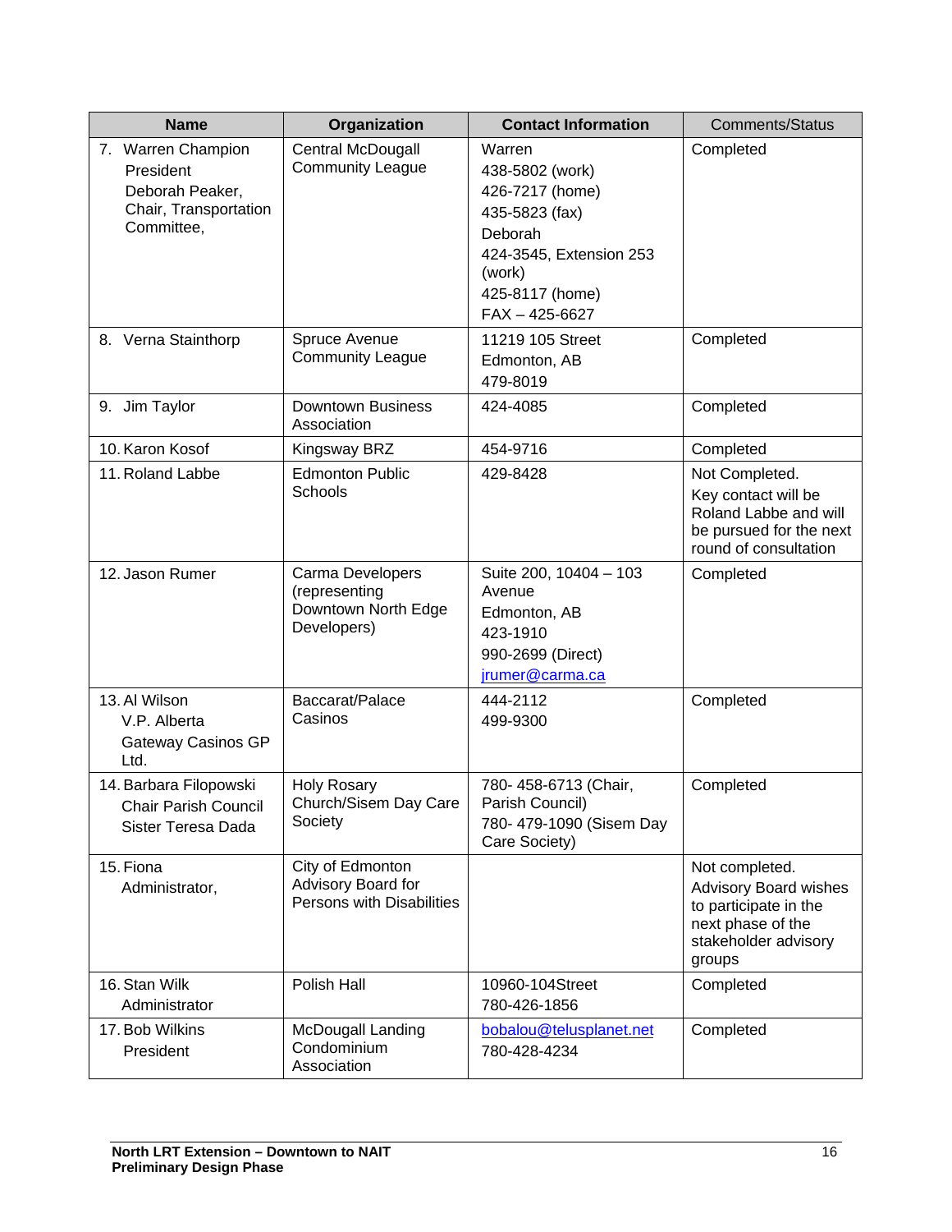| Name | Organization | Contact Information | Comments/Status |
|---|---|---|---|
| 7. Warren Champion<br>President<br>Deborah Peaker,<br>Chair, Transportation Committee, | Central McDougall Community League | Warren<br>438-5802 (work)<br>426-7217 (home)<br>435-5823 (fax)<br>Deborah<br>424-3545, Extension 253 (work)<br>425-8117 (home)<br>FAX – 425-6627 | Completed |
| 8. Verna Stainthorp | Spruce Avenue Community League | 11219 105 Street<br>Edmonton, AB<br>479-8019 | Completed |
| 9. Jim Taylor | Downtown Business Association | 424-4085 | Completed |
| 10. Karon Kosof | Kingsway BRZ | 454-9716 | Completed |
| 11. Roland Labbe | Edmonton Public Schools | 429-8428 | Not Completed.<br>Key contact will be Roland Labbe and will be pursued for the next round of consultation |
| 12. Jason Rumer | Carma Developers (representing Downtown North Edge Developers) | Suite 200, 10404 – 103 Avenue<br>Edmonton, AB<br>423-1910<br>990-2699 (Direct)<br>jrumer@carma.ca | Completed |
| 13. Al Wilson<br>V.P. Alberta<br>Gateway Casinos GP Ltd. | Baccarat/Palace Casinos | 444-2112<br>499-9300 | Completed |
| 14. Barbara Filopowski<br>Chair Parish Council<br>Sister Teresa Dada | Holy Rosary Church/Sisem Day Care Society | 780- 458-6713 (Chair, Parish Council)<br>780- 479-1090 (Sisem Day Care Society) | Completed |
| 15. Fiona<br>Administrator, | City of Edmonton Advisory Board for Persons with Disabilities | | Not completed.<br>Advisory Board wishes to participate in the next phase of the stakeholder advisory groups |
| 16. Stan Wilk<br>Administrator | Polish Hall | 10960-104Street<br>780-426-1856 | Completed |
| 17. Bob Wilkins<br>President | McDougall Landing Condominium Association | bobalou@telusplanet.net<br>780-428-4234 | Completed |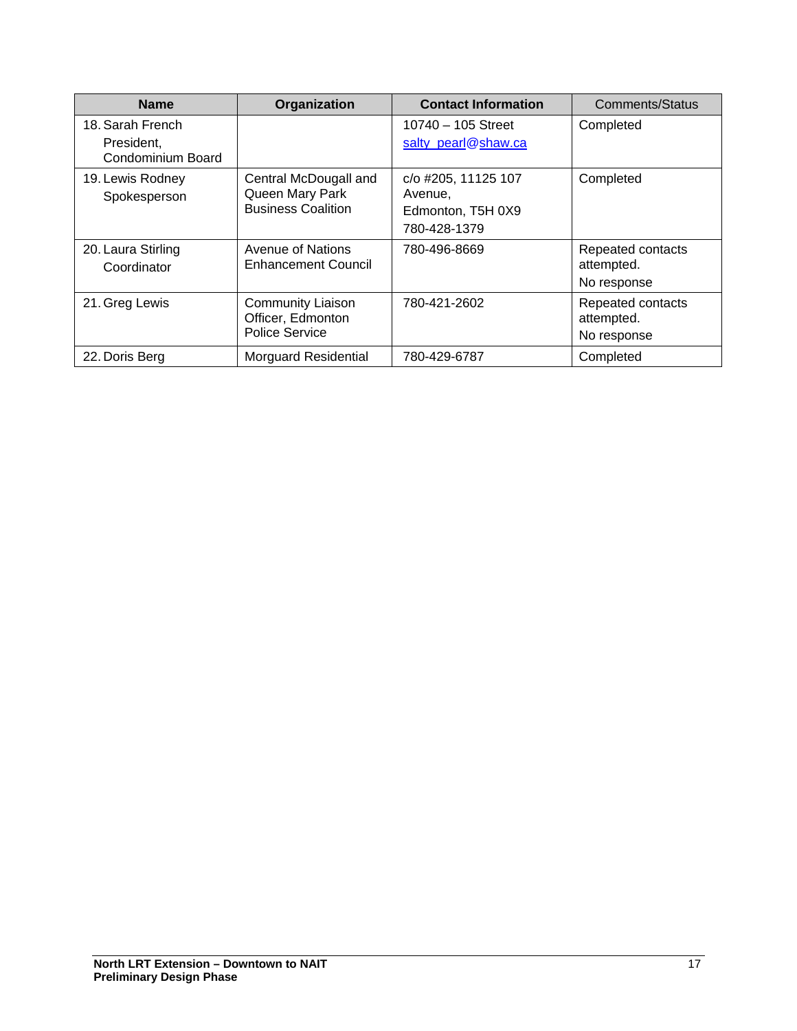| Name | Organization | Contact Information | Comments/Status |
|---|---|---|---|
| 18. Sarah French<br>President,<br>Condominium Board | | 10740 – 105 Street<br>salty_pearl@shaw.ca | Completed |
| 19. Lewis Rodney<br>Spokesperson | Central McDougall and Queen Mary Park Business Coalition | c/o #205, 11125 107 Avenue,<br>Edmonton, T5H 0X9<br>780-428-1379 | Completed |
| 20. Laura Stirling<br>Coordinator | Avenue of Nations Enhancement Council | 780-496-8669 | Repeated contacts attempted.<br>No response |
| 21. Greg Lewis | Community Liaison Officer, Edmonton Police Service | 780-421-2602 | Repeated contacts attempted.<br>No response |
| 22. Doris Berg | Morguard Residential | 780-429-6787 | Completed |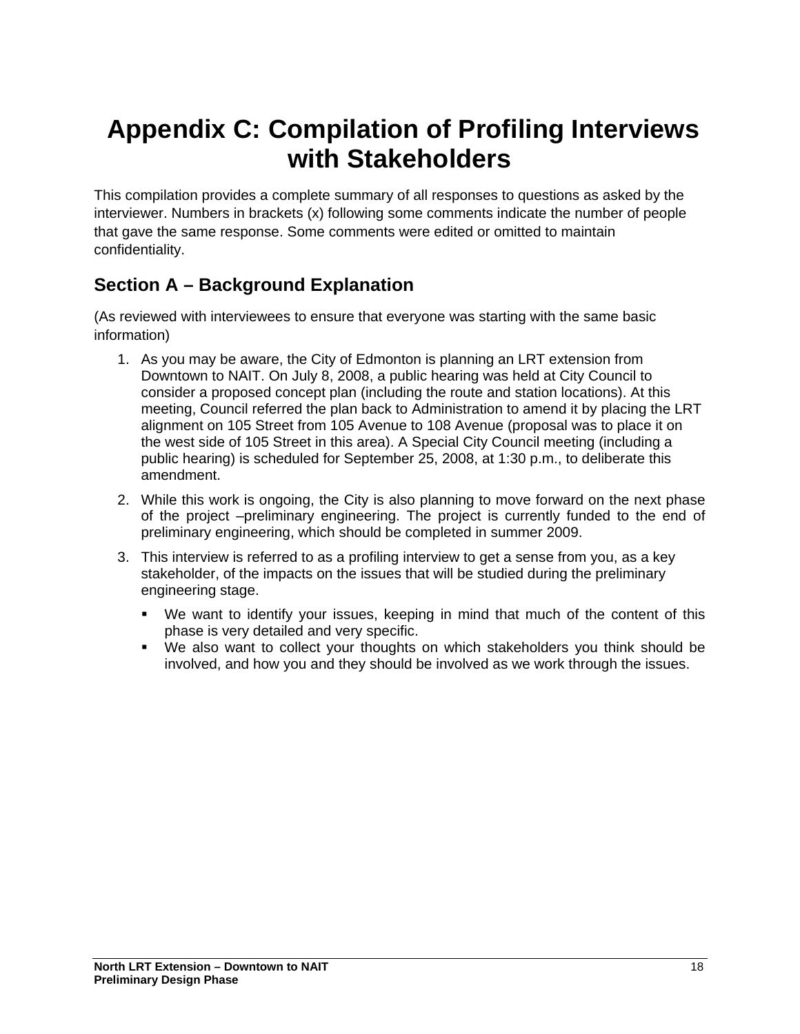# Appendix C: Compilation of Profiling Interviews with Stakeholders

This compilation provides a complete summary of all responses to questions as asked by the interviewer. Numbers in brackets (x) following some comments indicate the number of people that gave the same response. Some comments were edited or omitted to maintain confidentiality.

## Section A – Background Explanation

(As reviewed with interviewees to ensure that everyone was starting with the same basic information)

1. As you may be aware, the City of Edmonton is planning an LRT extension from Downtown to NAIT. On July 8, 2008, a public hearing was held at City Council to consider a proposed concept plan (including the route and station locations). At this meeting, Council referred the plan back to Administration to amend it by placing the LRT alignment on 105 Street from 105 Avenue to 108 Avenue (proposal was to place it on the west side of 105 Street in this area). A Special City Council meeting (including a public hearing) is scheduled for September 25, 2008, at 1:30 p.m., to deliberate this amendment.
2. While this work is ongoing, the City is also planning to move forward on the next phase of the project –preliminary engineering. The project is currently funded to the end of preliminary engineering, which should be completed in summer 2009.
3. This interview is referred to as a profiling interview to get a sense from you, as a key stakeholder, of the impacts on the issues that will be studied during the preliminary engineering stage.
   - We want to identify your issues, keeping in mind that much of the content of this phase is very detailed and very specific.
   - We also want to collect your thoughts on which stakeholders you think should be involved, and how you and they should be involved as we work through the issues.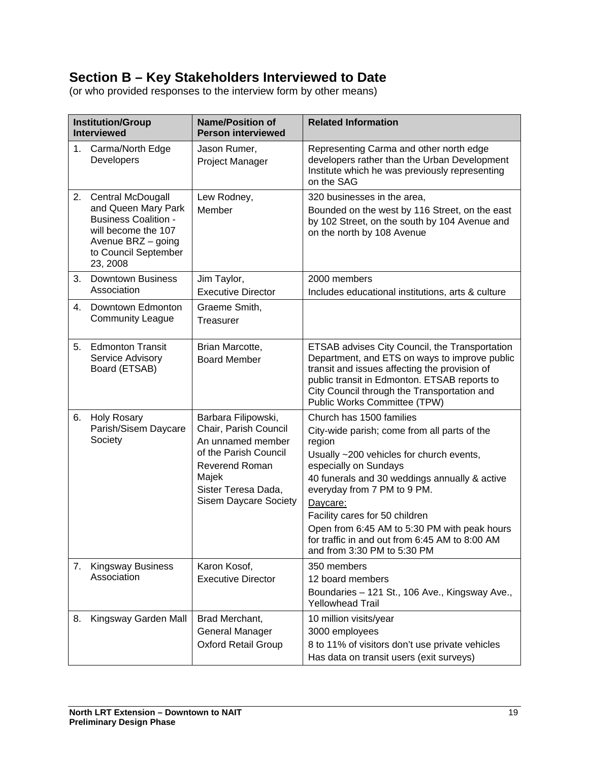## Section B – Key Stakeholders Interviewed to Date

(or who provided responses to the interview form by other means)

| Institution/Group Interviewed | Name/Position of Person interviewed | Related Information |
|---|---|---|
| 1. Carma/North Edge Developers | Jason Rumer, Project Manager | Representing Carma and other north edge developers rather than the Urban Development Institute which he was previously representing on the SAG |
| 2. Central McDougall and Queen Mary Park Business Coalition - will become the 107 Avenue BRZ – going to Council September 23, 2008 | Lew Rodney, Member | 320 businesses in the area, Bounded on the west by 116 Street, on the east by 102 Street, on the south by 104 Avenue and on the north by 108 Avenue |
| 3. Downtown Business Association | Jim Taylor, Executive Director | 2000 members Includes educational institutions, arts & culture |
| 4. Downtown Edmonton Community League | Graeme Smith, Treasurer | |
| 5. Edmonton Transit Service Advisory Board (ETSAB) | Brian Marcotte, Board Member | ETSAB advises City Council, the Transportation Department, and ETS on ways to improve public transit and issues affecting the provision of public transit in Edmonton. ETSAB reports to City Council through the Transportation and Public Works Committee (TPW) |
| 6. Holy Rosary Parish/Sisem Daycare Society | Barbara Filipowski, Chair, Parish Council An unnamed member of the Parish Council Reverend Roman Majek Sister Teresa Dada, Sisem Daycare Society | Church has 1500 families City-wide parish; come from all parts of the region Usually ~200 vehicles for church events, especially on Sundays 40 funerals and 30 weddings annually & active everyday from 7 PM to 9 PM. Daycare: Facility cares for 50 children Open from 6:45 AM to 5:30 PM with peak hours for traffic in and out from 6:45 AM to 8:00 AM and from 3:30 PM to 5:30 PM |
| 7. Kingsway Business Association | Karon Kosof, Executive Director | 350 members 12 board members Boundaries – 121 St., 106 Ave., Kingsway Ave., Yellowhead Trail |
| 8. Kingsway Garden Mall | Brad Merchant, General Manager Oxford Retail Group | 10 million visits/year 3000 employees 8 to 11% of visitors don't use private vehicles Has data on transit users (exit surveys) |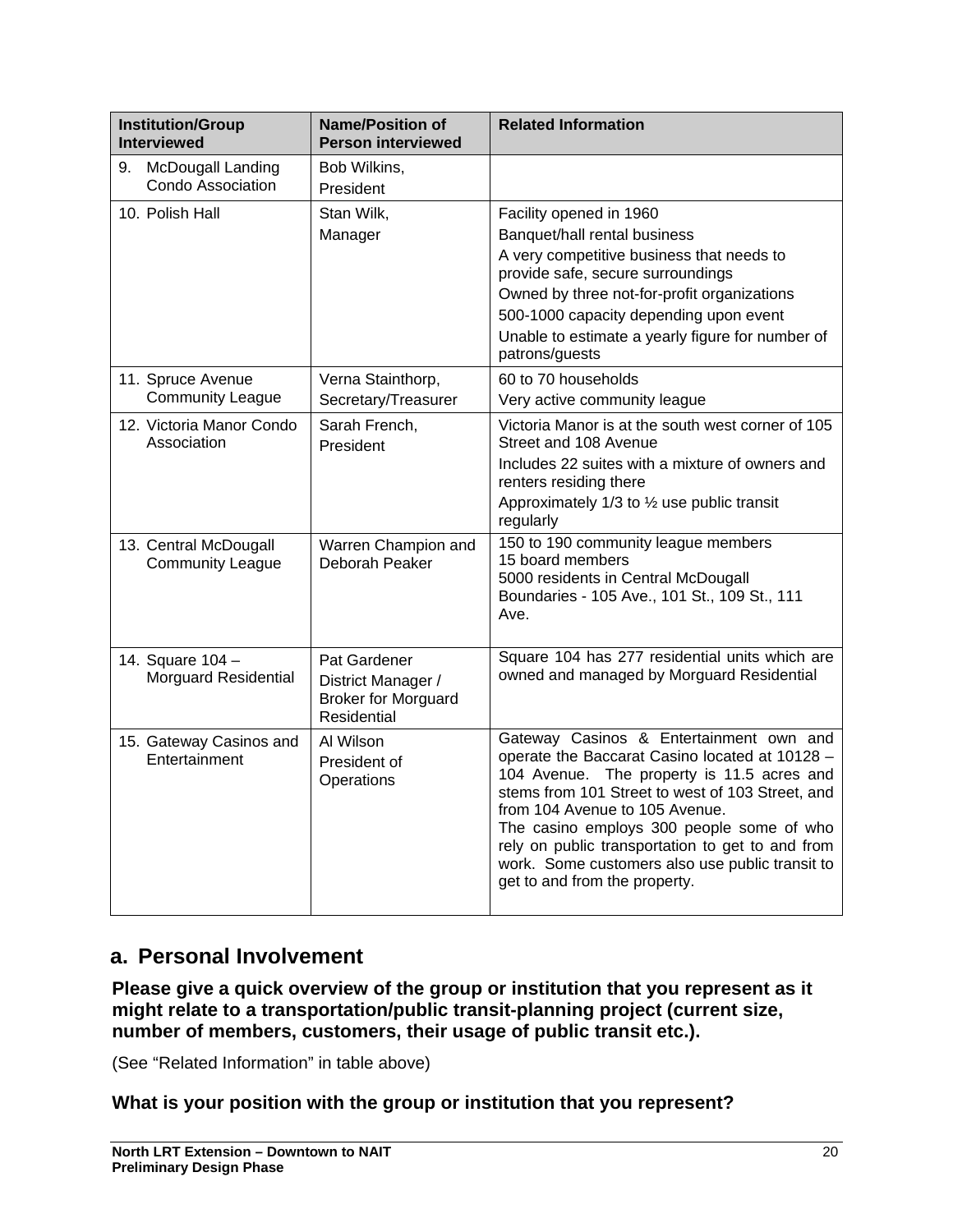| Institution/Group Interviewed | Name/Position of Person interviewed | Related Information |
|---|---|---|
| 9. McDougall Landing Condo Association | Bob Wilkins,<br>President | |
| 10. Polish Hall | Stan Wilk,<br>Manager | Facility opened in 1960<br>Banquet/hall rental business<br>A very competitive business that needs to provide safe, secure surroundings<br>Owned by three not-for-profit organizations<br>500-1000 capacity depending upon event<br>Unable to estimate a yearly figure for number of patrons/guests |
| 11. Spruce Avenue Community League | Verna Stainthorp,<br>Secretary/Treasurer | 60 to 70 households<br>Very active community league |
| 12. Victoria Manor Condo Association | Sarah French,<br>President | Victoria Manor is at the south west corner of 105 Street and 108 Avenue<br>Includes 22 suites with a mixture of owners and renters residing there<br>Approximately 1/3 to ½ use public transit regularly |
| 13. Central McDougall Community League | Warren Champion and Deborah Peaker | 150 to 190 community league members<br>15 board members<br>5000 residents in Central McDougall<br>Boundaries - 105 Ave., 101 St., 109 St., 111 Ave. |
| 14. Square 104 – Morguard Residential | Pat Gardener<br>District Manager / Broker for Morguard Residential | Square 104 has 277 residential units which are owned and managed by Morguard Residential |
| 15. Gateway Casinos and Entertainment | Al Wilson<br>President of Operations | Gateway Casinos & Entertainment own and operate the Baccarat Casino located at 10128 – 104 Avenue. The property is 11.5 acres and stems from 101 Street to west of 103 Street, and from 104 Avenue to 105 Avenue.<br>The casino employs 300 people some of who rely on public transportation to get to and from work. Some customers also use public transit to get to and from the property. |

## a. Personal Involvement

**Please give a quick overview of the group or institution that you represent as it might relate to a transportation/public transit-planning project (current size, number of members, customers, their usage of public transit etc.).**

(See "Related Information" in table above)

**What is your position with the group or institution that you represent?**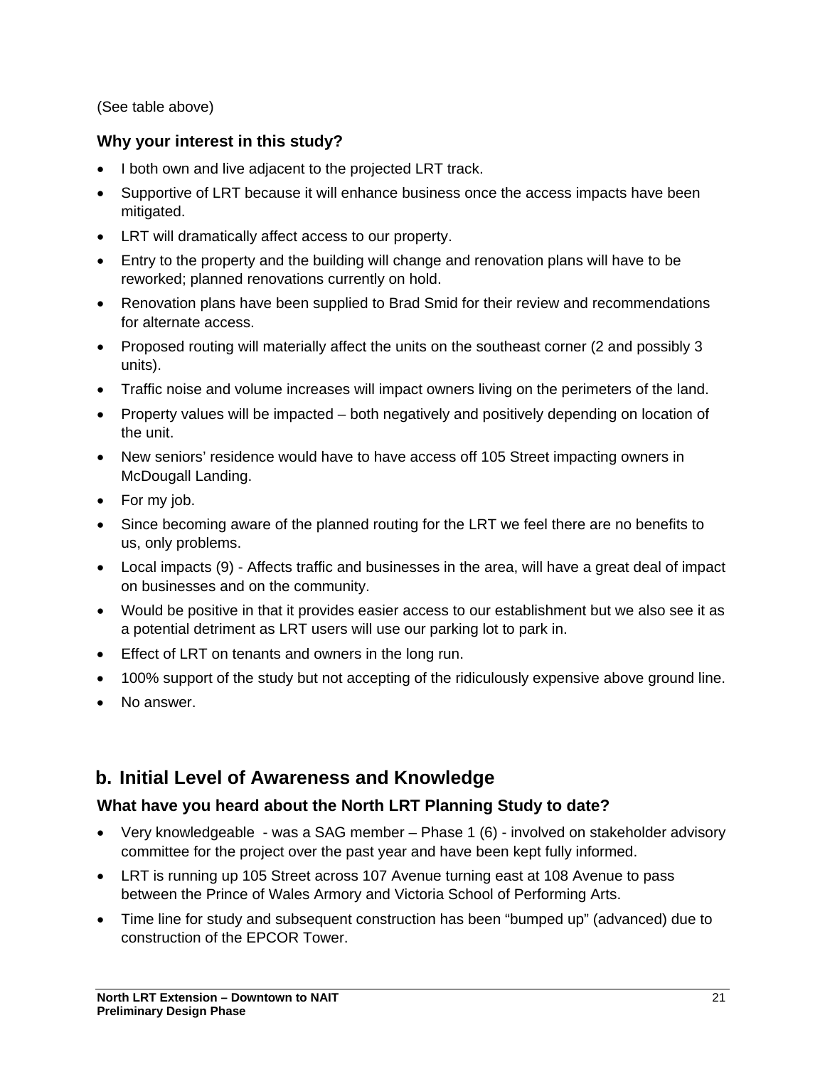(See table above)

### Why your interest in this study?

- I both own and live adjacent to the projected LRT track.
- Supportive of LRT because it will enhance business once the access impacts have been mitigated.
- LRT will dramatically affect access to our property.
- Entry to the property and the building will change and renovation plans will have to be reworked; planned renovations currently on hold.
- Renovation plans have been supplied to Brad Smid for their review and recommendations for alternate access.
- Proposed routing will materially affect the units on the southeast corner (2 and possibly 3 units).
- Traffic noise and volume increases will impact owners living on the perimeters of the land.
- Property values will be impacted – both negatively and positively depending on location of the unit.
- New seniors' residence would have to have access off 105 Street impacting owners in McDougall Landing.
- For my job.
- Since becoming aware of the planned routing for the LRT we feel there are no benefits to us, only problems.
- Local impacts (9) - Affects traffic and businesses in the area, will have a great deal of impact on businesses and on the community.
- Would be positive in that it provides easier access to our establishment but we also see it as a potential detriment as LRT users will use our parking lot to park in.
- Effect of LRT on tenants and owners in the long run.
- 100% support of the study but not accepting of the ridiculously expensive above ground line.
- No answer.

## b. Initial Level of Awareness and Knowledge

### What have you heard about the North LRT Planning Study to date?

- Very knowledgeable - was a SAG member – Phase 1 (6) - involved on stakeholder advisory committee for the project over the past year and have been kept fully informed.
- LRT is running up 105 Street across 107 Avenue turning east at 108 Avenue to pass between the Prince of Wales Armory and Victoria School of Performing Arts.
- Time line for study and subsequent construction has been "bumped up" (advanced) due to construction of the EPCOR Tower.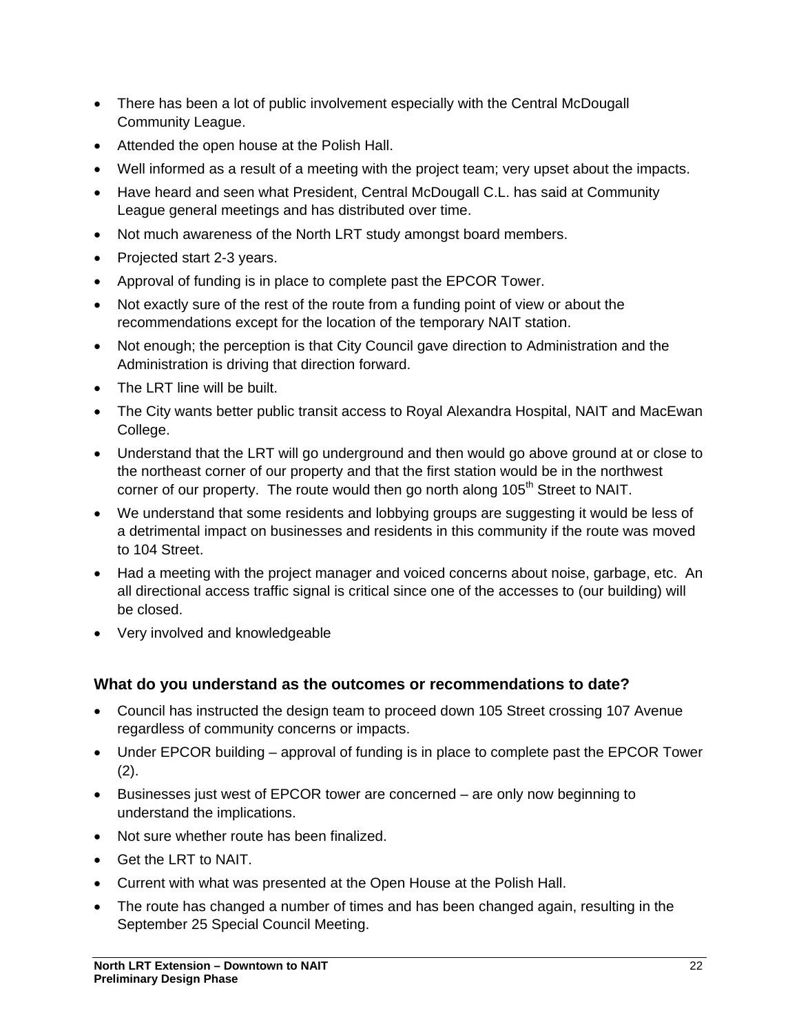- There has been a lot of public involvement especially with the Central McDougall Community League.
- Attended the open house at the Polish Hall.
- Well informed as a result of a meeting with the project team; very upset about the impacts.
- Have heard and seen what President, Central McDougall C.L. has said at Community League general meetings and has distributed over time.
- Not much awareness of the North LRT study amongst board members.
- Projected start 2-3 years.
- Approval of funding is in place to complete past the EPCOR Tower.
- Not exactly sure of the rest of the route from a funding point of view or about the recommendations except for the location of the temporary NAIT station.
- Not enough; the perception is that City Council gave direction to Administration and the Administration is driving that direction forward.
- The LRT line will be built.
- The City wants better public transit access to Royal Alexandra Hospital, NAIT and MacEwan College.
- Understand that the LRT will go underground and then would go above ground at or close to the northeast corner of our property and that the first station would be in the northwest corner of our property. The route would then go north along 105th Street to NAIT.
- We understand that some residents and lobbying groups are suggesting it would be less of a detrimental impact on businesses and residents in this community if the route was moved to 104 Street.
- Had a meeting with the project manager and voiced concerns about noise, garbage, etc. An all directional access traffic signal is critical since one of the accesses to (our building) will be closed.
- Very involved and knowledgeable

### What do you understand as the outcomes or recommendations to date?

- Council has instructed the design team to proceed down 105 Street crossing 107 Avenue regardless of community concerns or impacts.
- Under EPCOR building – approval of funding is in place to complete past the EPCOR Tower (2).
- Businesses just west of EPCOR tower are concerned – are only now beginning to understand the implications.
- Not sure whether route has been finalized.
- Get the LRT to NAIT.
- Current with what was presented at the Open House at the Polish Hall.
- The route has changed a number of times and has been changed again, resulting in the September 25 Special Council Meeting.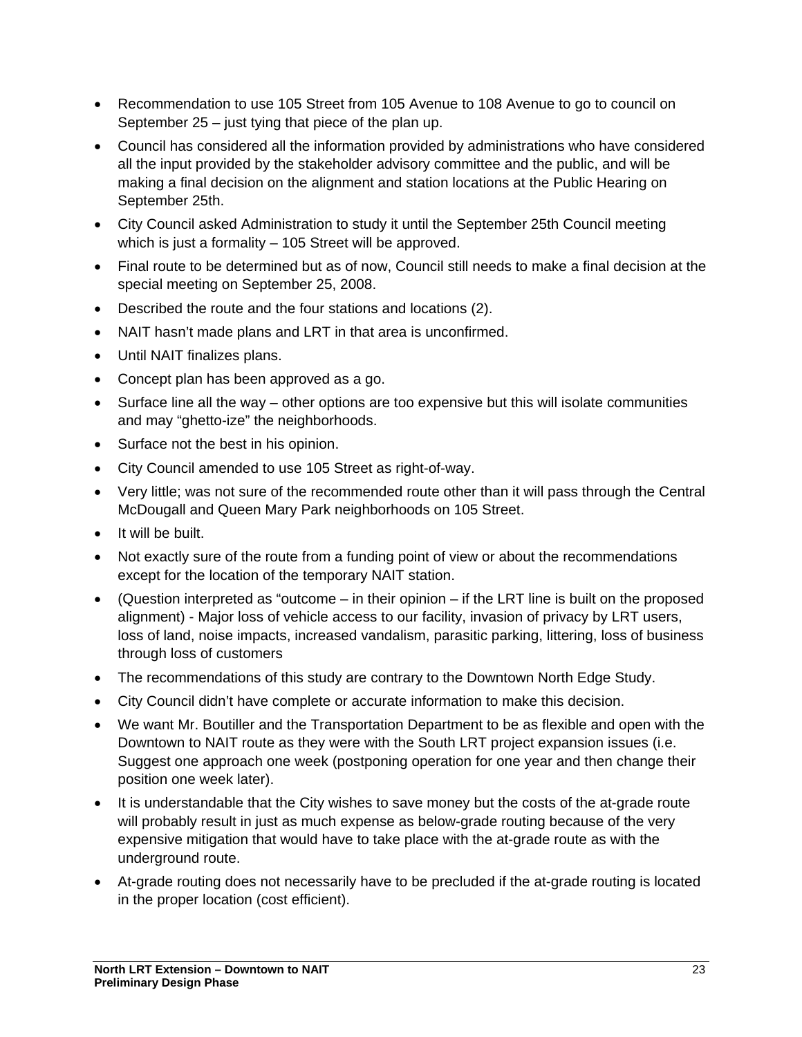- Recommendation to use 105 Street from 105 Avenue to 108 Avenue to go to council on September 25 – just tying that piece of the plan up.
- Council has considered all the information provided by administrations who have considered all the input provided by the stakeholder advisory committee and the public, and will be making a final decision on the alignment and station locations at the Public Hearing on September 25th.
- City Council asked Administration to study it until the September 25th Council meeting which is just a formality – 105 Street will be approved.
- Final route to be determined but as of now, Council still needs to make a final decision at the special meeting on September 25, 2008.
- Described the route and the four stations and locations (2).
- NAIT hasn't made plans and LRT in that area is unconfirmed.
- Until NAIT finalizes plans.
- Concept plan has been approved as a go.
- Surface line all the way – other options are too expensive but this will isolate communities and may "ghetto-ize" the neighborhoods.
- Surface not the best in his opinion.
- City Council amended to use 105 Street as right-of-way.
- Very little; was not sure of the recommended route other than it will pass through the Central McDougall and Queen Mary Park neighborhoods on 105 Street.
- It will be built.
- Not exactly sure of the route from a funding point of view or about the recommendations except for the location of the temporary NAIT station.
- (Question interpreted as "outcome – in their opinion – if the LRT line is built on the proposed alignment) - Major loss of vehicle access to our facility, invasion of privacy by LRT users, loss of land, noise impacts, increased vandalism, parasitic parking, littering, loss of business through loss of customers
- The recommendations of this study are contrary to the Downtown North Edge Study.
- City Council didn't have complete or accurate information to make this decision.
- We want Mr. Boutiller and the Transportation Department to be as flexible and open with the Downtown to NAIT route as they were with the South LRT project expansion issues (i.e. Suggest one approach one week (postponing operation for one year and then change their position one week later).
- It is understandable that the City wishes to save money but the costs of the at-grade route will probably result in just as much expense as below-grade routing because of the very expensive mitigation that would have to take place with the at-grade route as with the underground route.
- At-grade routing does not necessarily have to be precluded if the at-grade routing is located in the proper location (cost efficient).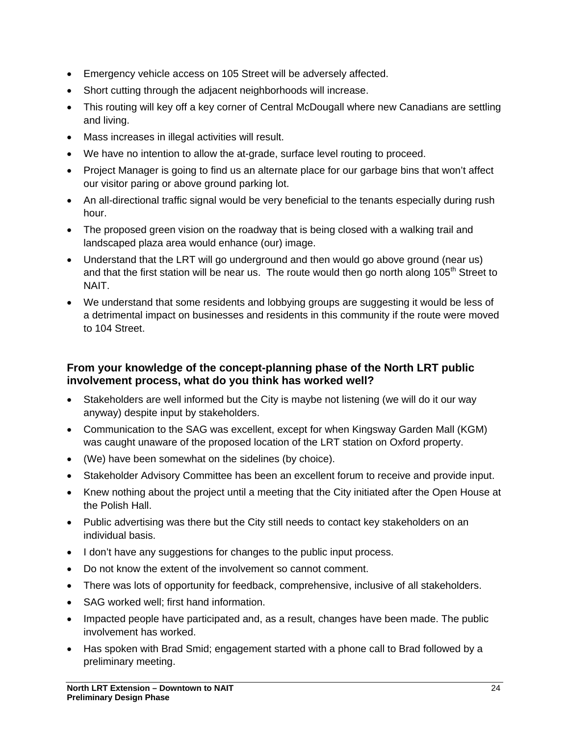- Emergency vehicle access on 105 Street will be adversely affected.
- Short cutting through the adjacent neighborhoods will increase.
- This routing will key off a key corner of Central McDougall where new Canadians are settling and living.
- Mass increases in illegal activities will result.
- We have no intention to allow the at-grade, surface level routing to proceed.
- Project Manager is going to find us an alternate place for our garbage bins that won't affect our visitor paring or above ground parking lot.
- An all-directional traffic signal would be very beneficial to the tenants especially during rush hour.
- The proposed green vision on the roadway that is being closed with a walking trail and landscaped plaza area would enhance (our) image.
- Understand that the LRT will go underground and then would go above ground (near us) and that the first station will be near us. The route would then go north along 105th Street to NAIT.
- We understand that some residents and lobbying groups are suggesting it would be less of a detrimental impact on businesses and residents in this community if the route were moved to 104 Street.

### From your knowledge of the concept-planning phase of the North LRT public involvement process, what do you think has worked well?

- Stakeholders are well informed but the City is maybe not listening (we will do it our way anyway) despite input by stakeholders.
- Communication to the SAG was excellent, except for when Kingsway Garden Mall (KGM) was caught unaware of the proposed location of the LRT station on Oxford property.
- (We) have been somewhat on the sidelines (by choice).
- Stakeholder Advisory Committee has been an excellent forum to receive and provide input.
- Knew nothing about the project until a meeting that the City initiated after the Open House at the Polish Hall.
- Public advertising was there but the City still needs to contact key stakeholders on an individual basis.
- I don't have any suggestions for changes to the public input process.
- Do not know the extent of the involvement so cannot comment.
- There was lots of opportunity for feedback, comprehensive, inclusive of all stakeholders.
- SAG worked well; first hand information.
- Impacted people have participated and, as a result, changes have been made. The public involvement has worked.
- Has spoken with Brad Smid; engagement started with a phone call to Brad followed by a preliminary meeting.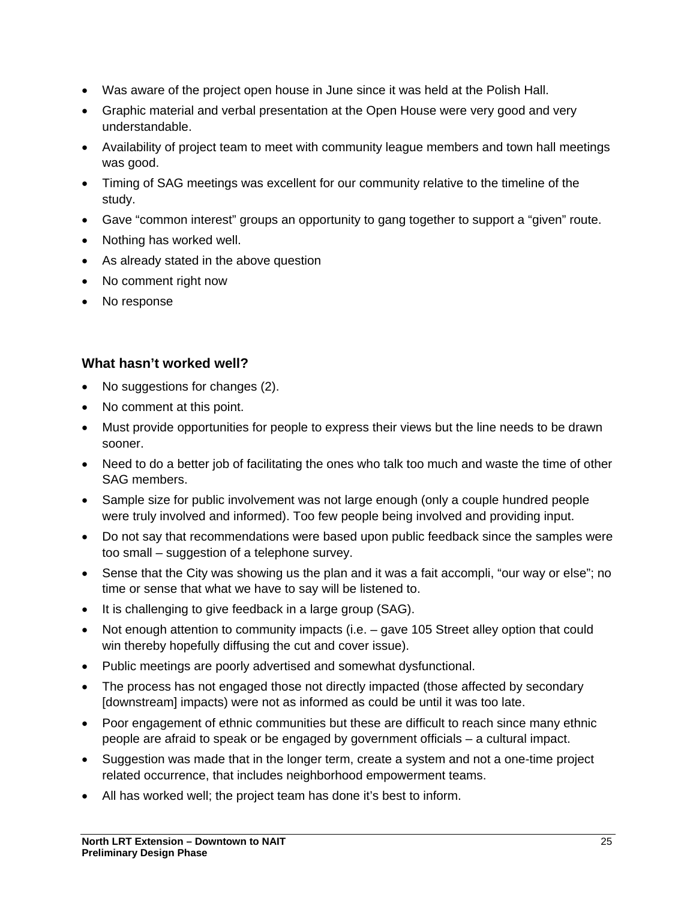- Was aware of the project open house in June since it was held at the Polish Hall.
- Graphic material and verbal presentation at the Open House were very good and very understandable.
- Availability of project team to meet with community league members and town hall meetings was good.
- Timing of SAG meetings was excellent for our community relative to the timeline of the study.
- Gave “common interest” groups an opportunity to gang together to support a “given” route.
- Nothing has worked well.
- As already stated in the above question
- No comment right now
- No response

### What hasn’t worked well?

- No suggestions for changes (2).
- No comment at this point.
- Must provide opportunities for people to express their views but the line needs to be drawn sooner.
- Need to do a better job of facilitating the ones who talk too much and waste the time of other SAG members.
- Sample size for public involvement was not large enough (only a couple hundred people were truly involved and informed). Too few people being involved and providing input.
- Do not say that recommendations were based upon public feedback since the samples were too small – suggestion of a telephone survey.
- Sense that the City was showing us the plan and it was a fait accompli, “our way or else”; no time or sense that what we have to say will be listened to.
- It is challenging to give feedback in a large group (SAG).
- Not enough attention to community impacts (i.e. – gave 105 Street alley option that could win thereby hopefully diffusing the cut and cover issue).
- Public meetings are poorly advertised and somewhat dysfunctional.
- The process has not engaged those not directly impacted (those affected by secondary [downstream] impacts) were not as informed as could be until it was too late.
- Poor engagement of ethnic communities but these are difficult to reach since many ethnic people are afraid to speak or be engaged by government officials – a cultural impact.
- Suggestion was made that in the longer term, create a system and not a one-time project related occurrence, that includes neighborhood empowerment teams.
- All has worked well; the project team has done it’s best to inform.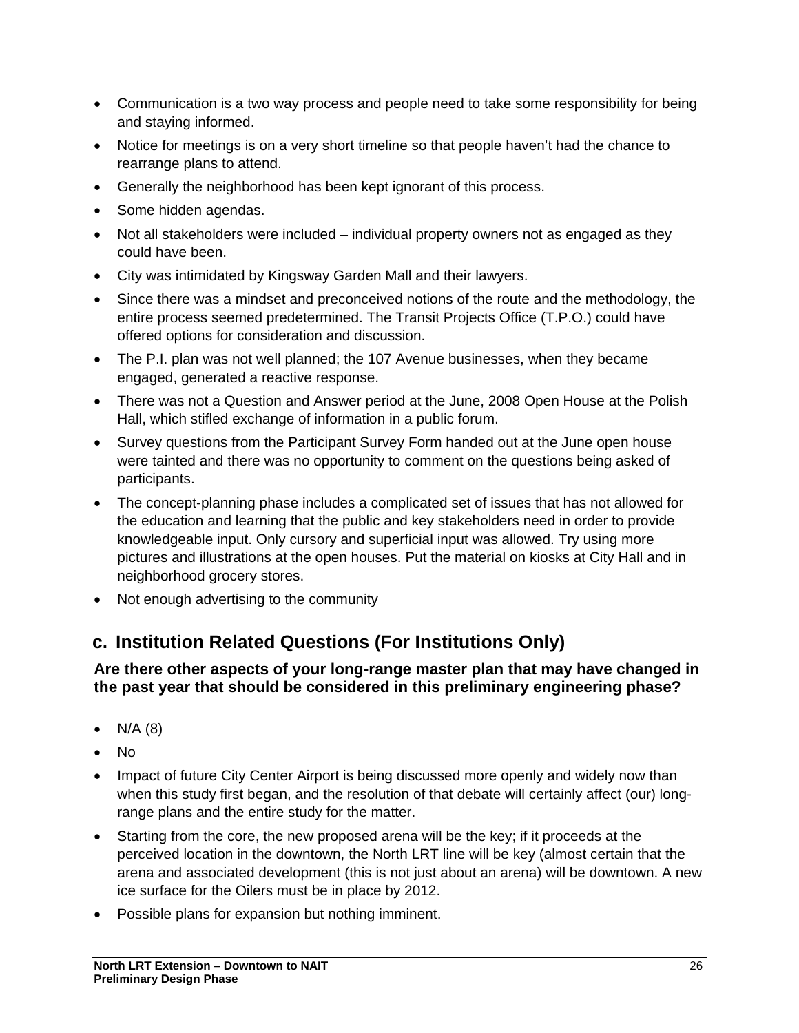- Communication is a two way process and people need to take some responsibility for being and staying informed.
- Notice for meetings is on a very short timeline so that people haven't had the chance to rearrange plans to attend.
- Generally the neighborhood has been kept ignorant of this process.
- Some hidden agendas.
- Not all stakeholders were included – individual property owners not as engaged as they could have been.
- City was intimidated by Kingsway Garden Mall and their lawyers.
- Since there was a mindset and preconceived notions of the route and the methodology, the entire process seemed predetermined. The Transit Projects Office (T.P.O.) could have offered options for consideration and discussion.
- The P.I. plan was not well planned; the 107 Avenue businesses, when they became engaged, generated a reactive response.
- There was not a Question and Answer period at the June, 2008 Open House at the Polish Hall, which stifled exchange of information in a public forum.
- Survey questions from the Participant Survey Form handed out at the June open house were tainted and there was no opportunity to comment on the questions being asked of participants.
- The concept-planning phase includes a complicated set of issues that has not allowed for the education and learning that the public and key stakeholders need in order to provide knowledgeable input. Only cursory and superficial input was allowed. Try using more pictures and illustrations at the open houses. Put the material on kiosks at City Hall and in neighborhood grocery stores.
- Not enough advertising to the community

## c. Institution Related Questions (For Institutions Only)

**Are there other aspects of your long-range master plan that may have changed in the past year that should be considered in this preliminary engineering phase?**

- N/A (8)
- No
- Impact of future City Center Airport is being discussed more openly and widely now than when this study first began, and the resolution of that debate will certainly affect (our) long-range plans and the entire study for the matter.
- Starting from the core, the new proposed arena will be the key; if it proceeds at the perceived location in the downtown, the North LRT line will be key (almost certain that the arena and associated development (this is not just about an arena) will be downtown. A new ice surface for the Oilers must be in place by 2012.
- Possible plans for expansion but nothing imminent.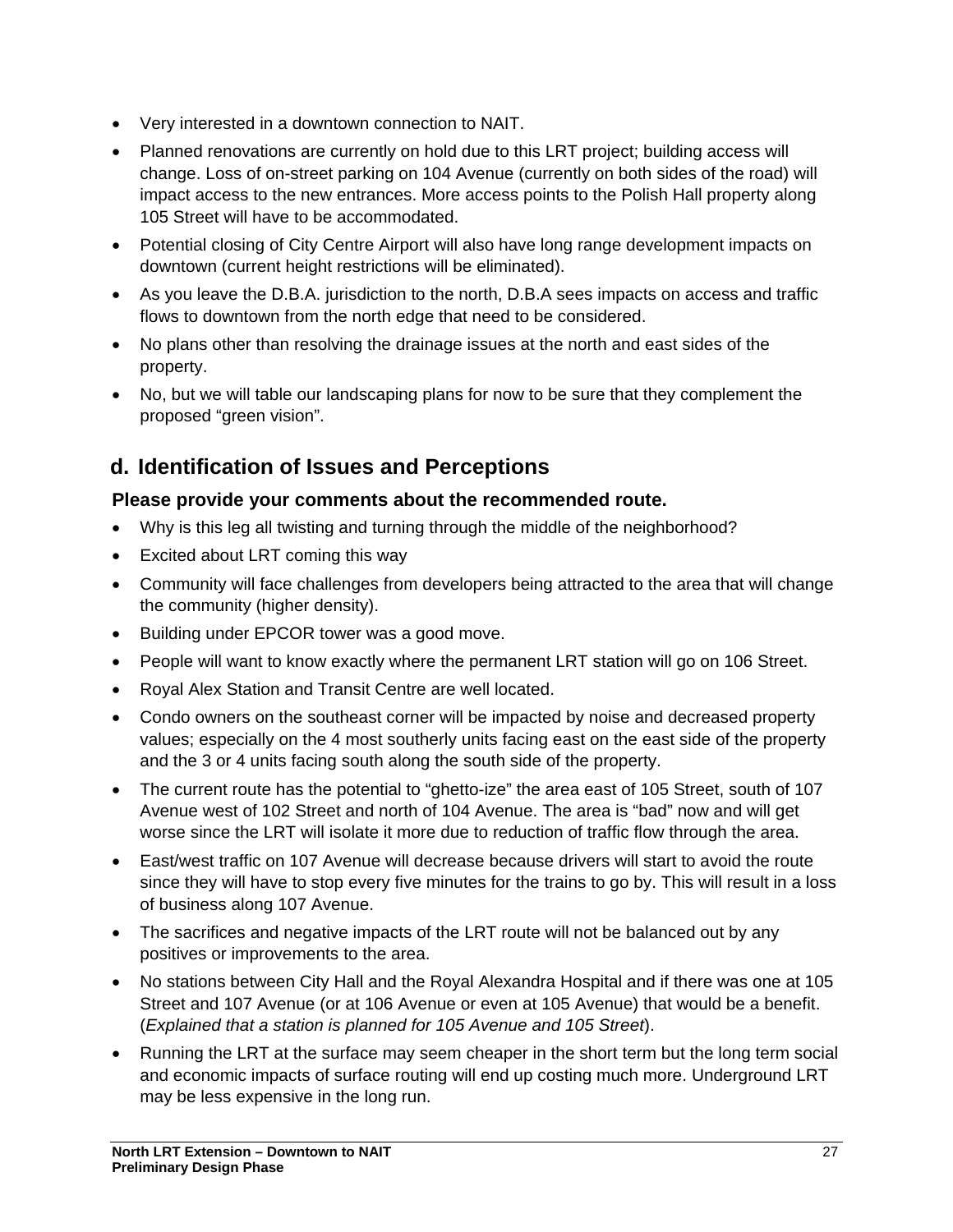- Very interested in a downtown connection to NAIT.
- Planned renovations are currently on hold due to this LRT project; building access will change. Loss of on-street parking on 104 Avenue (currently on both sides of the road) will impact access to the new entrances. More access points to the Polish Hall property along 105 Street will have to be accommodated.
- Potential closing of City Centre Airport will also have long range development impacts on downtown (current height restrictions will be eliminated).
- As you leave the D.B.A. jurisdiction to the north, D.B.A sees impacts on access and traffic flows to downtown from the north edge that need to be considered.
- No plans other than resolving the drainage issues at the north and east sides of the property.
- No, but we will table our landscaping plans for now to be sure that they complement the proposed “green vision”.

## d. Identification of Issues and Perceptions

**Please provide your comments about the recommended route.**

- Why is this leg all twisting and turning through the middle of the neighborhood?
- Excited about LRT coming this way
- Community will face challenges from developers being attracted to the area that will change the community (higher density).
- Building under EPCOR tower was a good move.
- People will want to know exactly where the permanent LRT station will go on 106 Street.
- Royal Alex Station and Transit Centre are well located.
- Condo owners on the southeast corner will be impacted by noise and decreased property values; especially on the 4 most southerly units facing east on the east side of the property and the 3 or 4 units facing south along the south side of the property.
- The current route has the potential to “ghetto-ize” the area east of 105 Street, south of 107 Avenue west of 102 Street and north of 104 Avenue. The area is “bad” now and will get worse since the LRT will isolate it more due to reduction of traffic flow through the area.
- East/west traffic on 107 Avenue will decrease because drivers will start to avoid the route since they will have to stop every five minutes for the trains to go by. This will result in a loss of business along 107 Avenue.
- The sacrifices and negative impacts of the LRT route will not be balanced out by any positives or improvements to the area.
- No stations between City Hall and the Royal Alexandra Hospital and if there was one at 105 Street and 107 Avenue (or at 106 Avenue or even at 105 Avenue) that would be a benefit. (*Explained that a station is planned for 105 Avenue and 105 Street*).
- Running the LRT at the surface may seem cheaper in the short term but the long term social and economic impacts of surface routing will end up costing much more. Underground LRT may be less expensive in the long run.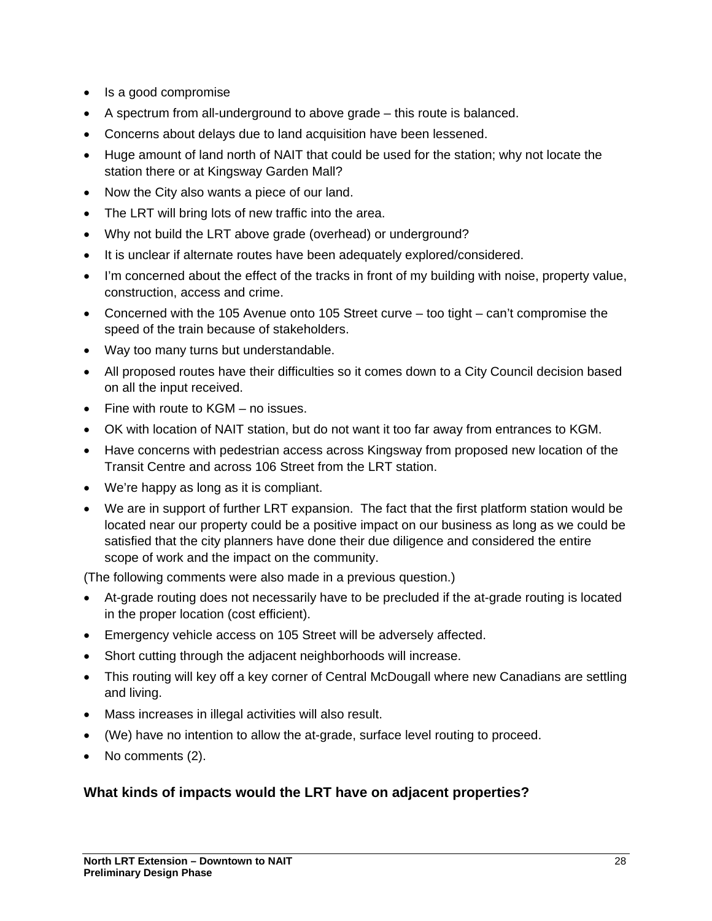- Is a good compromise
- A spectrum from all-underground to above grade – this route is balanced.
- Concerns about delays due to land acquisition have been lessened.
- Huge amount of land north of NAIT that could be used for the station; why not locate the station there or at Kingsway Garden Mall?
- Now the City also wants a piece of our land.
- The LRT will bring lots of new traffic into the area.
- Why not build the LRT above grade (overhead) or underground?
- It is unclear if alternate routes have been adequately explored/considered.
- I'm concerned about the effect of the tracks in front of my building with noise, property value, construction, access and crime.
- Concerned with the 105 Avenue onto 105 Street curve – too tight – can't compromise the speed of the train because of stakeholders.
- Way too many turns but understandable.
- All proposed routes have their difficulties so it comes down to a City Council decision based on all the input received.
- Fine with route to KGM – no issues.
- OK with location of NAIT station, but do not want it too far away from entrances to KGM.
- Have concerns with pedestrian access across Kingsway from proposed new location of the Transit Centre and across 106 Street from the LRT station.
- We're happy as long as it is compliant.
- We are in support of further LRT expansion. The fact that the first platform station would be located near our property could be a positive impact on our business as long as we could be satisfied that the city planners have done their due diligence and considered the entire scope of work and the impact on the community.

(The following comments were also made in a previous question.)

- At-grade routing does not necessarily have to be precluded if the at-grade routing is located in the proper location (cost efficient).
- Emergency vehicle access on 105 Street will be adversely affected.
- Short cutting through the adjacent neighborhoods will increase.
- This routing will key off a key corner of Central McDougall where new Canadians are settling and living.
- Mass increases in illegal activities will also result.
- (We) have no intention to allow the at-grade, surface level routing to proceed.
- No comments (2).

### What kinds of impacts would the LRT have on adjacent properties?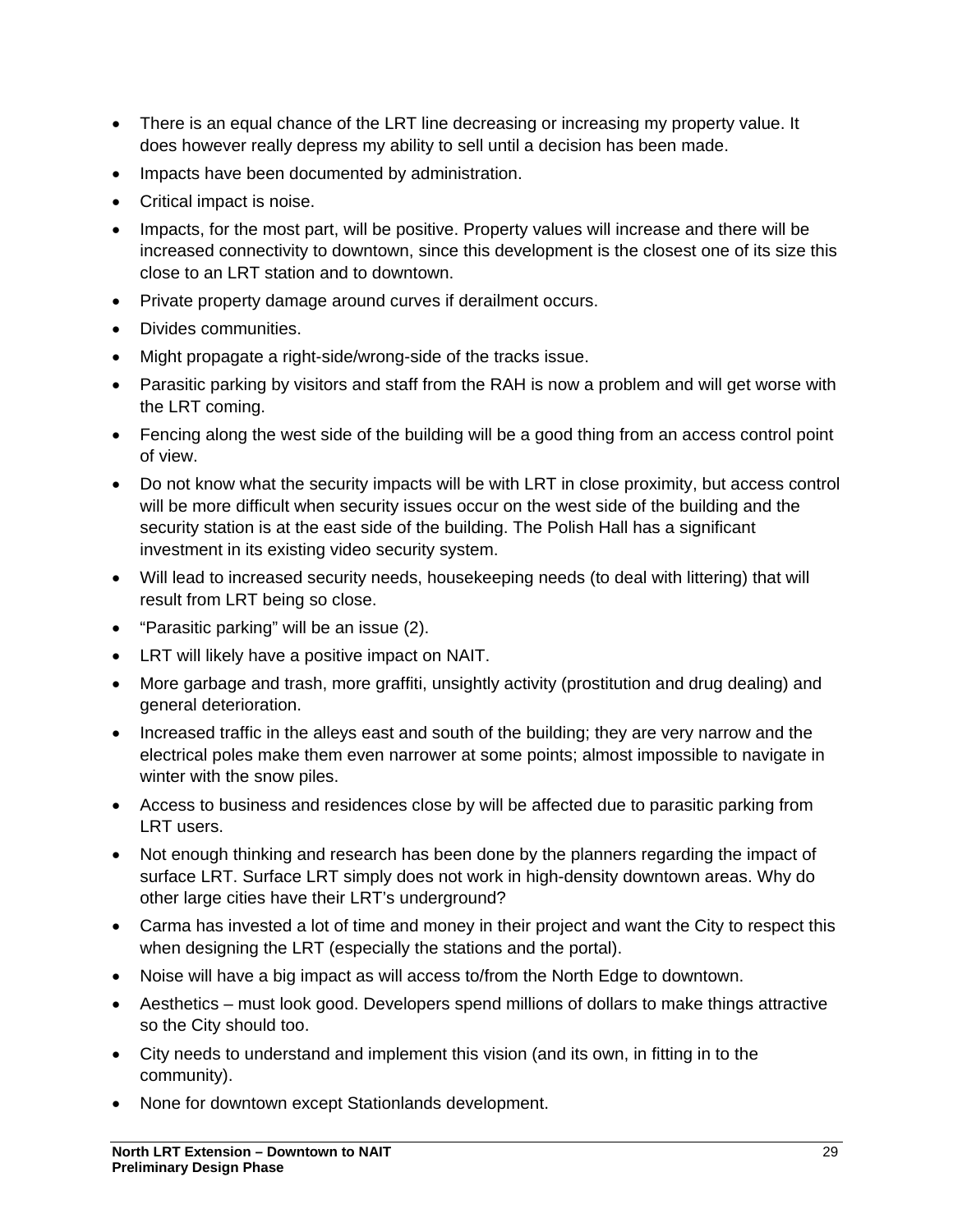- There is an equal chance of the LRT line decreasing or increasing my property value. It does however really depress my ability to sell until a decision has been made.
- Impacts have been documented by administration.
- Critical impact is noise.
- Impacts, for the most part, will be positive. Property values will increase and there will be increased connectivity to downtown, since this development is the closest one of its size this close to an LRT station and to downtown.
- Private property damage around curves if derailment occurs.
- Divides communities.
- Might propagate a right-side/wrong-side of the tracks issue.
- Parasitic parking by visitors and staff from the RAH is now a problem and will get worse with the LRT coming.
- Fencing along the west side of the building will be a good thing from an access control point of view.
- Do not know what the security impacts will be with LRT in close proximity, but access control will be more difficult when security issues occur on the west side of the building and the security station is at the east side of the building. The Polish Hall has a significant investment in its existing video security system.
- Will lead to increased security needs, housekeeping needs (to deal with littering) that will result from LRT being so close.
- “Parasitic parking” will be an issue (2).
- LRT will likely have a positive impact on NAIT.
- More garbage and trash, more graffiti, unsightly activity (prostitution and drug dealing) and general deterioration.
- Increased traffic in the alleys east and south of the building; they are very narrow and the electrical poles make them even narrower at some points; almost impossible to navigate in winter with the snow piles.
- Access to business and residences close by will be affected due to parasitic parking from LRT users.
- Not enough thinking and research has been done by the planners regarding the impact of surface LRT. Surface LRT simply does not work in high-density downtown areas. Why do other large cities have their LRT’s underground?
- Carma has invested a lot of time and money in their project and want the City to respect this when designing the LRT (especially the stations and the portal).
- Noise will have a big impact as will access to/from the North Edge to downtown.
- Aesthetics – must look good. Developers spend millions of dollars to make things attractive so the City should too.
- City needs to understand and implement this vision (and its own, in fitting in to the community).
- None for downtown except Stationlands development.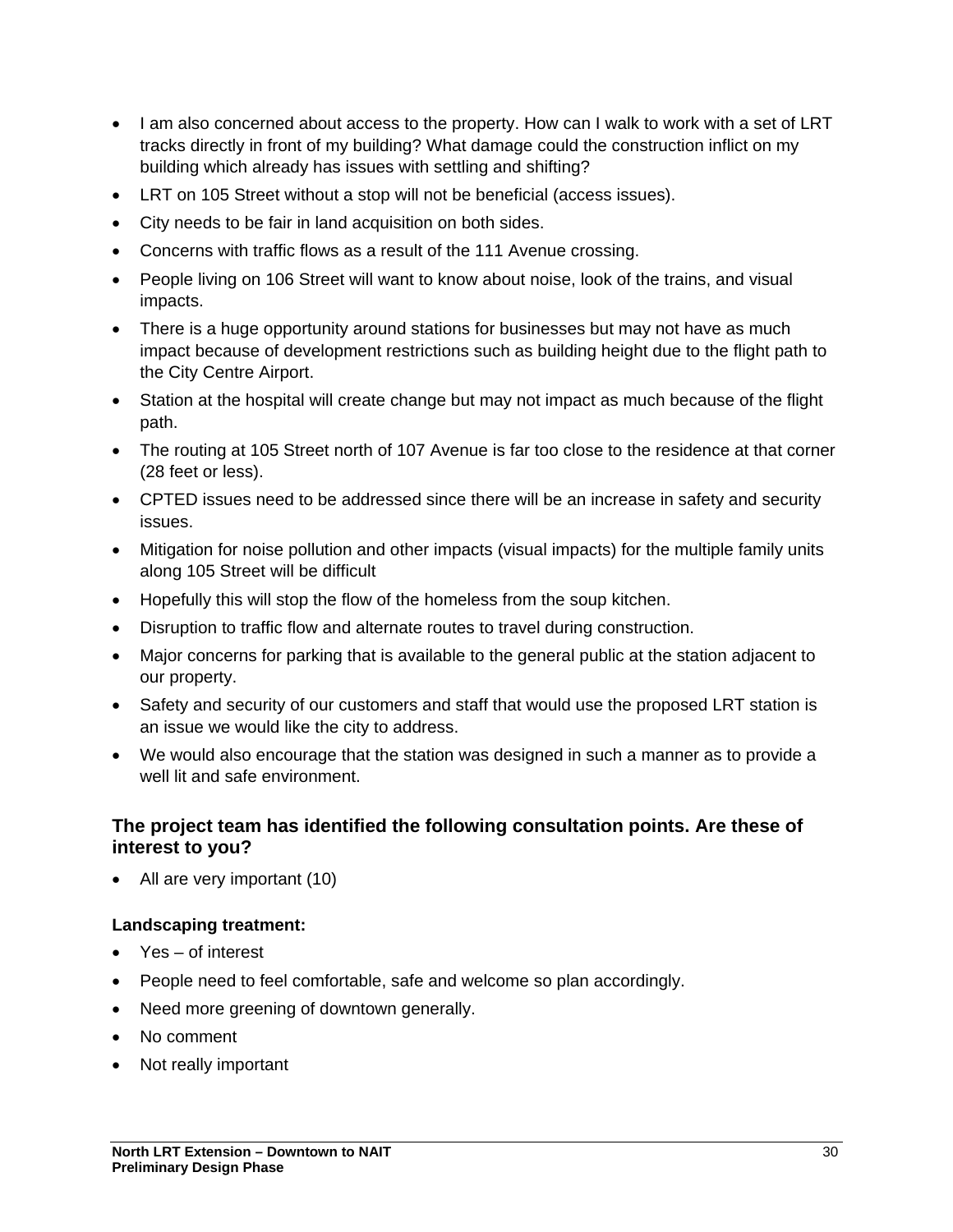- I am also concerned about access to the property. How can I walk to work with a set of LRT tracks directly in front of my building? What damage could the construction inflict on my building which already has issues with settling and shifting?
- LRT on 105 Street without a stop will not be beneficial (access issues).
- City needs to be fair in land acquisition on both sides.
- Concerns with traffic flows as a result of the 111 Avenue crossing.
- People living on 106 Street will want to know about noise, look of the trains, and visual impacts.
- There is a huge opportunity around stations for businesses but may not have as much impact because of development restrictions such as building height due to the flight path to the City Centre Airport.
- Station at the hospital will create change but may not impact as much because of the flight path.
- The routing at 105 Street north of 107 Avenue is far too close to the residence at that corner (28 feet or less).
- CPTED issues need to be addressed since there will be an increase in safety and security issues.
- Mitigation for noise pollution and other impacts (visual impacts) for the multiple family units along 105 Street will be difficult
- Hopefully this will stop the flow of the homeless from the soup kitchen.
- Disruption to traffic flow and alternate routes to travel during construction.
- Major concerns for parking that is available to the general public at the station adjacent to our property.
- Safety and security of our customers and staff that would use the proposed LRT station is an issue we would like the city to address.
- We would also encourage that the station was designed in such a manner as to provide a well lit and safe environment.

### The project team has identified the following consultation points. Are these of interest to you?

- All are very important (10)

**Landscaping treatment:**

- Yes – of interest
- People need to feel comfortable, safe and welcome so plan accordingly.
- Need more greening of downtown generally.
- No comment
- Not really important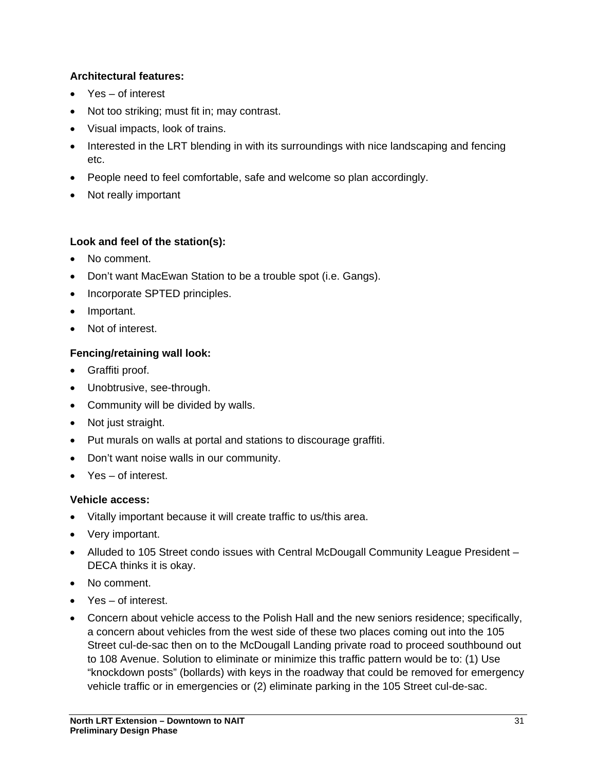**Architectural features:**

- Yes – of interest
- Not too striking; must fit in; may contrast.
- Visual impacts, look of trains.
- Interested in the LRT blending in with its surroundings with nice landscaping and fencing etc.
- People need to feel comfortable, safe and welcome so plan accordingly.
- Not really important

**Look and feel of the station(s):**

- No comment.
- Don't want MacEwan Station to be a trouble spot (i.e. Gangs).
- Incorporate SPTED principles.
- Important.
- Not of interest.

**Fencing/retaining wall look:**

- Graffiti proof.
- Unobtrusive, see-through.
- Community will be divided by walls.
- Not just straight.
- Put murals on walls at portal and stations to discourage graffiti.
- Don't want noise walls in our community.
- Yes – of interest.

**Vehicle access:**

- Vitally important because it will create traffic to us/this area.
- Very important.
- Alluded to 105 Street condo issues with Central McDougall Community League President – DECA thinks it is okay.
- No comment.
- Yes – of interest.
- Concern about vehicle access to the Polish Hall and the new seniors residence; specifically, a concern about vehicles from the west side of these two places coming out into the 105 Street cul-de-sac then on to the McDougall Landing private road to proceed southbound out to 108 Avenue. Solution to eliminate or minimize this traffic pattern would be to: (1) Use "knockdown posts" (bollards) with keys in the roadway that could be removed for emergency vehicle traffic or in emergencies or (2) eliminate parking in the 105 Street cul-de-sac.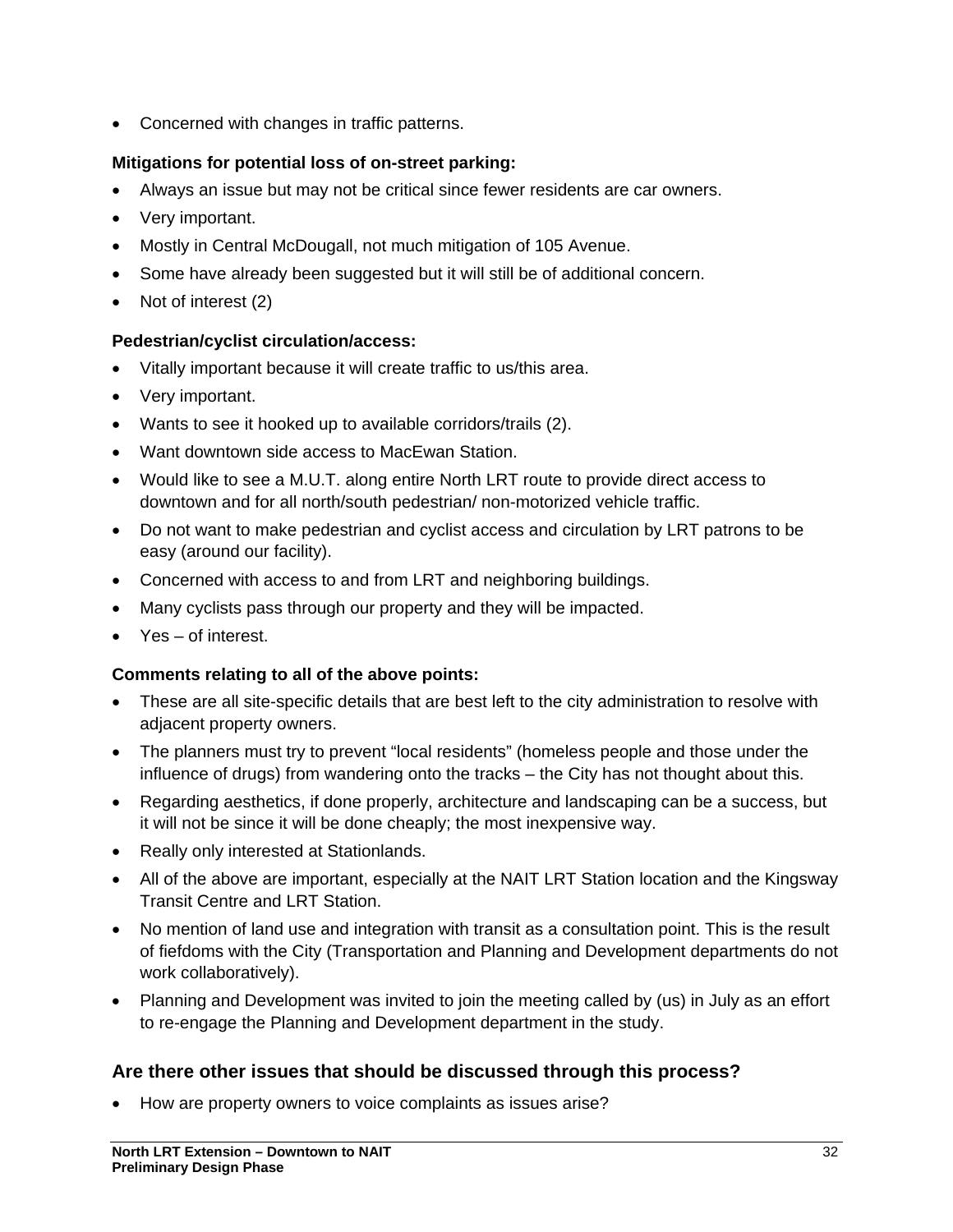- Concerned with changes in traffic patterns.

**Mitigations for potential loss of on-street parking:**

- Always an issue but may not be critical since fewer residents are car owners.
- Very important.
- Mostly in Central McDougall, not much mitigation of 105 Avenue.
- Some have already been suggested but it will still be of additional concern.
- Not of interest (2)

**Pedestrian/cyclist circulation/access:**

- Vitally important because it will create traffic to us/this area.
- Very important.
- Wants to see it hooked up to available corridors/trails (2).
- Want downtown side access to MacEwan Station.
- Would like to see a M.U.T. along entire North LRT route to provide direct access to downtown and for all north/south pedestrian/ non-motorized vehicle traffic.
- Do not want to make pedestrian and cyclist access and circulation by LRT patrons to be easy (around our facility).
- Concerned with access to and from LRT and neighboring buildings.
- Many cyclists pass through our property and they will be impacted.
- Yes – of interest.

**Comments relating to all of the above points:**

- These are all site-specific details that are best left to the city administration to resolve with adjacent property owners.
- The planners must try to prevent "local residents" (homeless people and those under the influence of drugs) from wandering onto the tracks – the City has not thought about this.
- Regarding aesthetics, if done properly, architecture and landscaping can be a success, but it will not be since it will be done cheaply; the most inexpensive way.
- Really only interested at Stationlands.
- All of the above are important, especially at the NAIT LRT Station location and the Kingsway Transit Centre and LRT Station.
- No mention of land use and integration with transit as a consultation point. This is the result of fiefdoms with the City (Transportation and Planning and Development departments do not work collaboratively).
- Planning and Development was invited to join the meeting called by (us) in July as an effort to re-engage the Planning and Development department in the study.

## Are there other issues that should be discussed through this process?

- How are property owners to voice complaints as issues arise?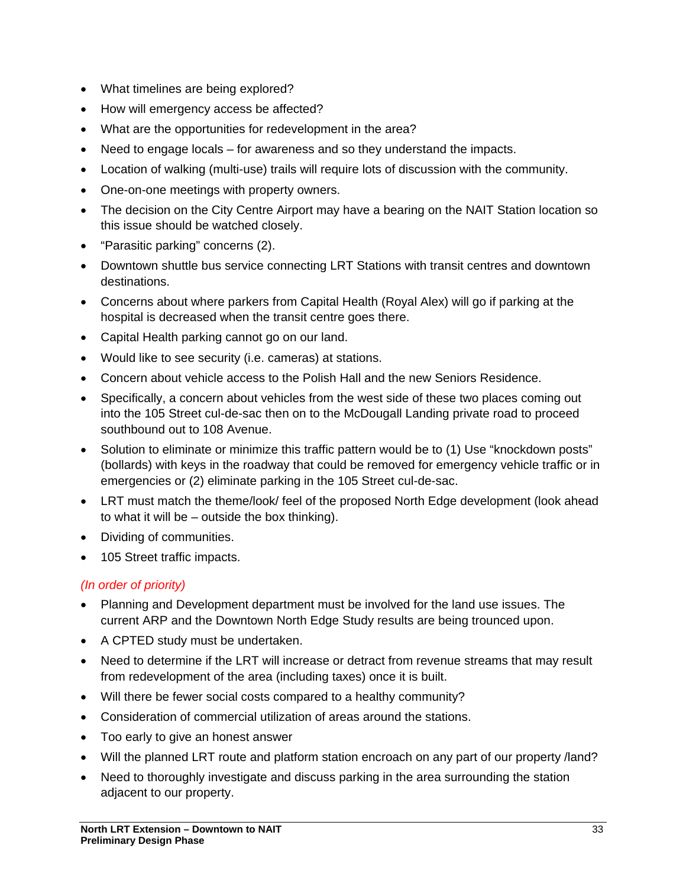- What timelines are being explored?
- How will emergency access be affected?
- What are the opportunities for redevelopment in the area?
- Need to engage locals – for awareness and so they understand the impacts.
- Location of walking (multi-use) trails will require lots of discussion with the community.
- One-on-one meetings with property owners.
- The decision on the City Centre Airport may have a bearing on the NAIT Station location so this issue should be watched closely.
- “Parasitic parking” concerns (2).
- Downtown shuttle bus service connecting LRT Stations with transit centres and downtown destinations.
- Concerns about where parkers from Capital Health (Royal Alex) will go if parking at the hospital is decreased when the transit centre goes there.
- Capital Health parking cannot go on our land.
- Would like to see security (i.e. cameras) at stations.
- Concern about vehicle access to the Polish Hall and the new Seniors Residence.
- Specifically, a concern about vehicles from the west side of these two places coming out into the 105 Street cul-de-sac then on to the McDougall Landing private road to proceed southbound out to 108 Avenue.
- Solution to eliminate or minimize this traffic pattern would be to (1) Use “knockdown posts” (bollards) with keys in the roadway that could be removed for emergency vehicle traffic or in emergencies or (2) eliminate parking in the 105 Street cul-de-sac.
- LRT must match the theme/look/ feel of the proposed North Edge development (look ahead to what it will be – outside the box thinking).
- Dividing of communities.
- 105 Street traffic impacts.

*(In order of priority)*

- Planning and Development department must be involved for the land use issues. The current ARP and the Downtown North Edge Study results are being trounced upon.
- A CPTED study must be undertaken.
- Need to determine if the LRT will increase or detract from revenue streams that may result from redevelopment of the area (including taxes) once it is built.
- Will there be fewer social costs compared to a healthy community?
- Consideration of commercial utilization of areas around the stations.
- Too early to give an honest answer
- Will the planned LRT route and platform station encroach on any part of our property /land?
- Need to thoroughly investigate and discuss parking in the area surrounding the station adjacent to our property.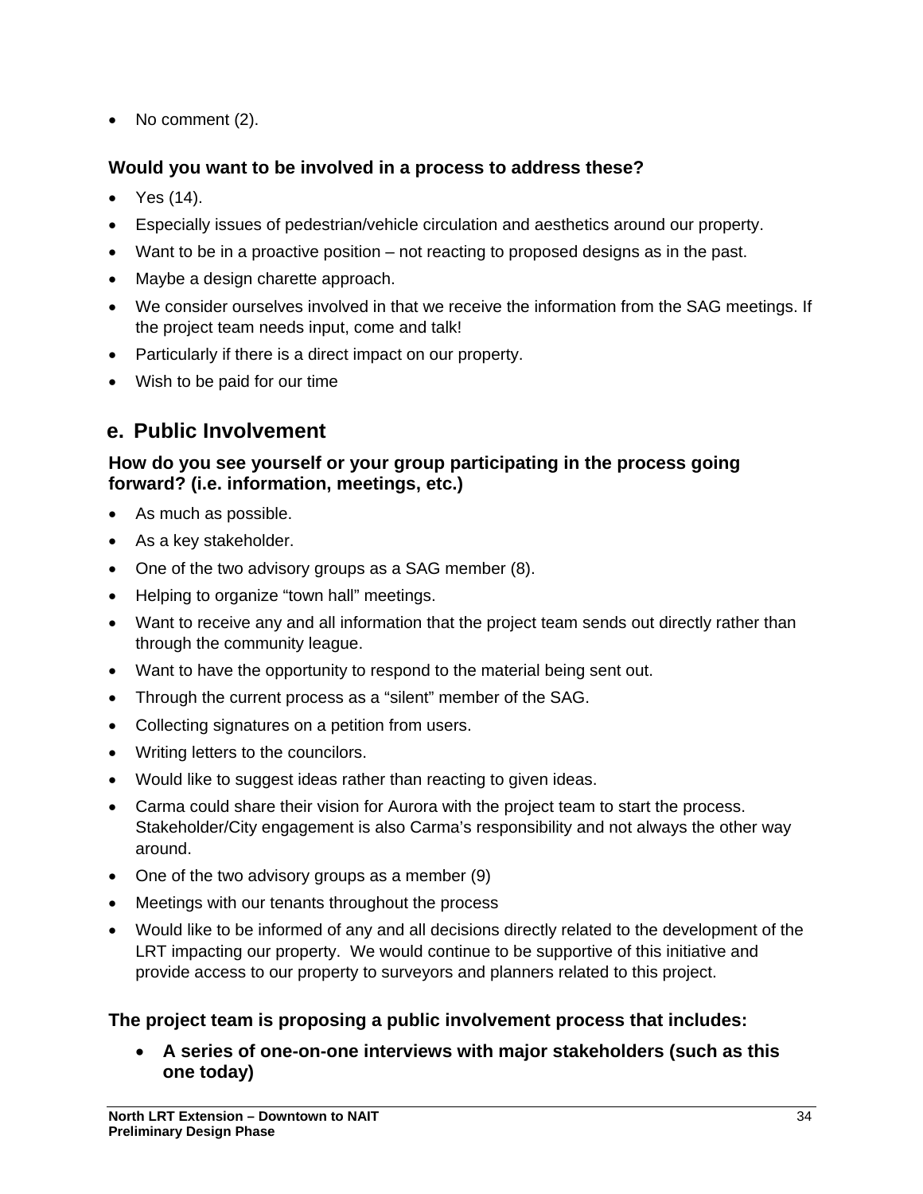- No comment (2).

**Would you want to be involved in a process to address these?**

- Yes (14).
- Especially issues of pedestrian/vehicle circulation and aesthetics around our property.
- Want to be in a proactive position – not reacting to proposed designs as in the past.
- Maybe a design charette approach.
- We consider ourselves involved in that we receive the information from the SAG meetings. If the project team needs input, come and talk!
- Particularly if there is a direct impact on our property.
- Wish to be paid for our time

## e. Public Involvement

**How do you see yourself or your group participating in the process going forward? (i.e. information, meetings, etc.)**

- As much as possible.
- As a key stakeholder.
- One of the two advisory groups as a SAG member (8).
- Helping to organize "town hall" meetings.
- Want to receive any and all information that the project team sends out directly rather than through the community league.
- Want to have the opportunity to respond to the material being sent out.
- Through the current process as a "silent" member of the SAG.
- Collecting signatures on a petition from users.
- Writing letters to the councilors.
- Would like to suggest ideas rather than reacting to given ideas.
- Carma could share their vision for Aurora with the project team to start the process. Stakeholder/City engagement is also Carma's responsibility and not always the other way around.
- One of the two advisory groups as a member (9)
- Meetings with our tenants throughout the process
- Would like to be informed of any and all decisions directly related to the development of the LRT impacting our property. We would continue to be supportive of this initiative and provide access to our property to surveyors and planners related to this project.

**The project team is proposing a public involvement process that includes:**

- **A series of one-on-one interviews with major stakeholders (such as this one today)**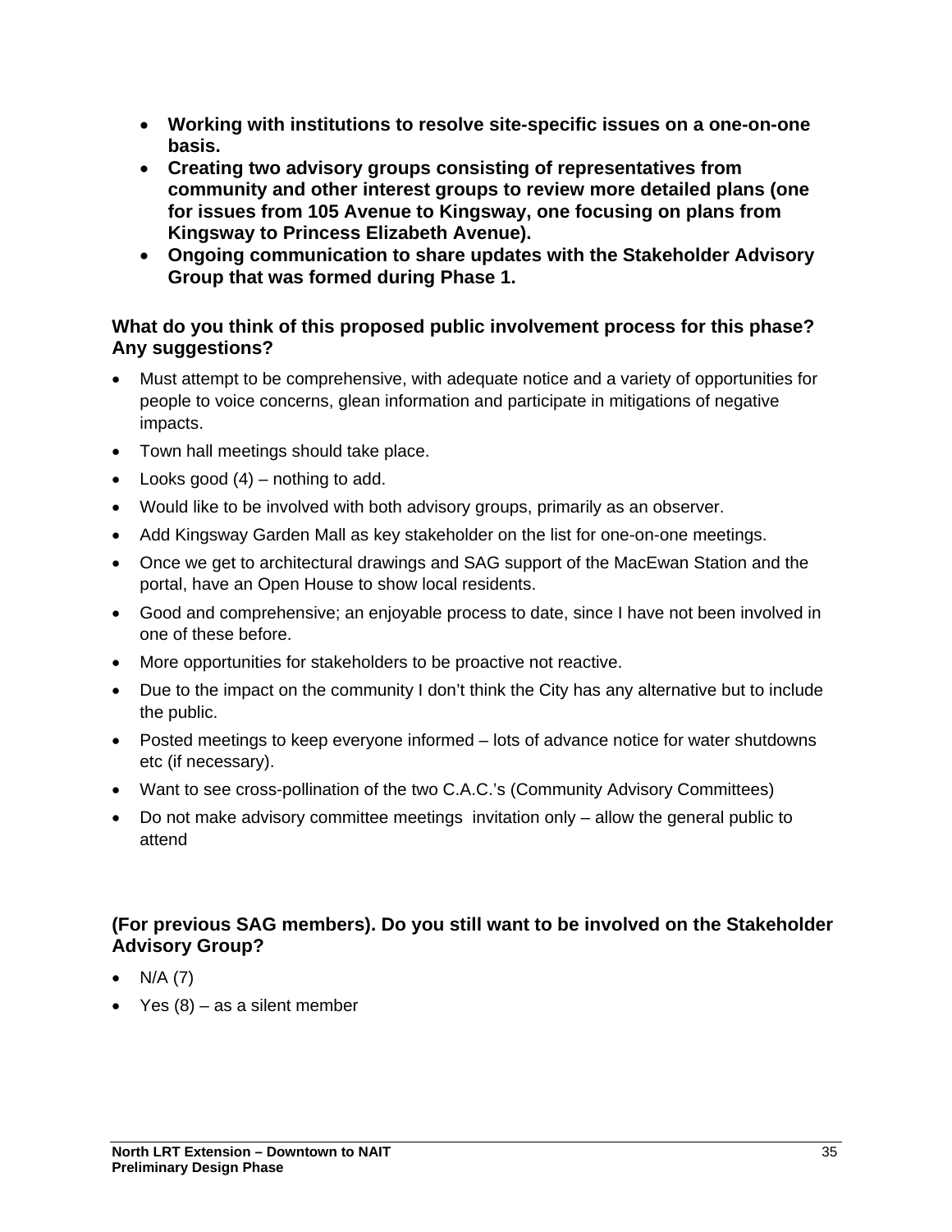- **Working with institutions to resolve site-specific issues on a one-on-one basis.**
- **Creating two advisory groups consisting of representatives from community and other interest groups to review more detailed plans (one for issues from 105 Avenue to Kingsway, one focusing on plans from Kingsway to Princess Elizabeth Avenue).**
- **Ongoing communication to share updates with the Stakeholder Advisory Group that was formed during Phase 1.**

### What do you think of this proposed public involvement process for this phase? Any suggestions?

- Must attempt to be comprehensive, with adequate notice and a variety of opportunities for people to voice concerns, glean information and participate in mitigations of negative impacts.
- Town hall meetings should take place.
- Looks good (4) – nothing to add.
- Would like to be involved with both advisory groups, primarily as an observer.
- Add Kingsway Garden Mall as key stakeholder on the list for one-on-one meetings.
- Once we get to architectural drawings and SAG support of the MacEwan Station and the portal, have an Open House to show local residents.
- Good and comprehensive; an enjoyable process to date, since I have not been involved in one of these before.
- More opportunities for stakeholders to be proactive not reactive.
- Due to the impact on the community I don't think the City has any alternative but to include the public.
- Posted meetings to keep everyone informed – lots of advance notice for water shutdowns etc (if necessary).
- Want to see cross-pollination of the two C.A.C.'s (Community Advisory Committees)
- Do not make advisory committee meetings invitation only – allow the general public to attend

### (For previous SAG members). Do you still want to be involved on the Stakeholder Advisory Group?

- N/A (7)
- Yes (8) – as a silent member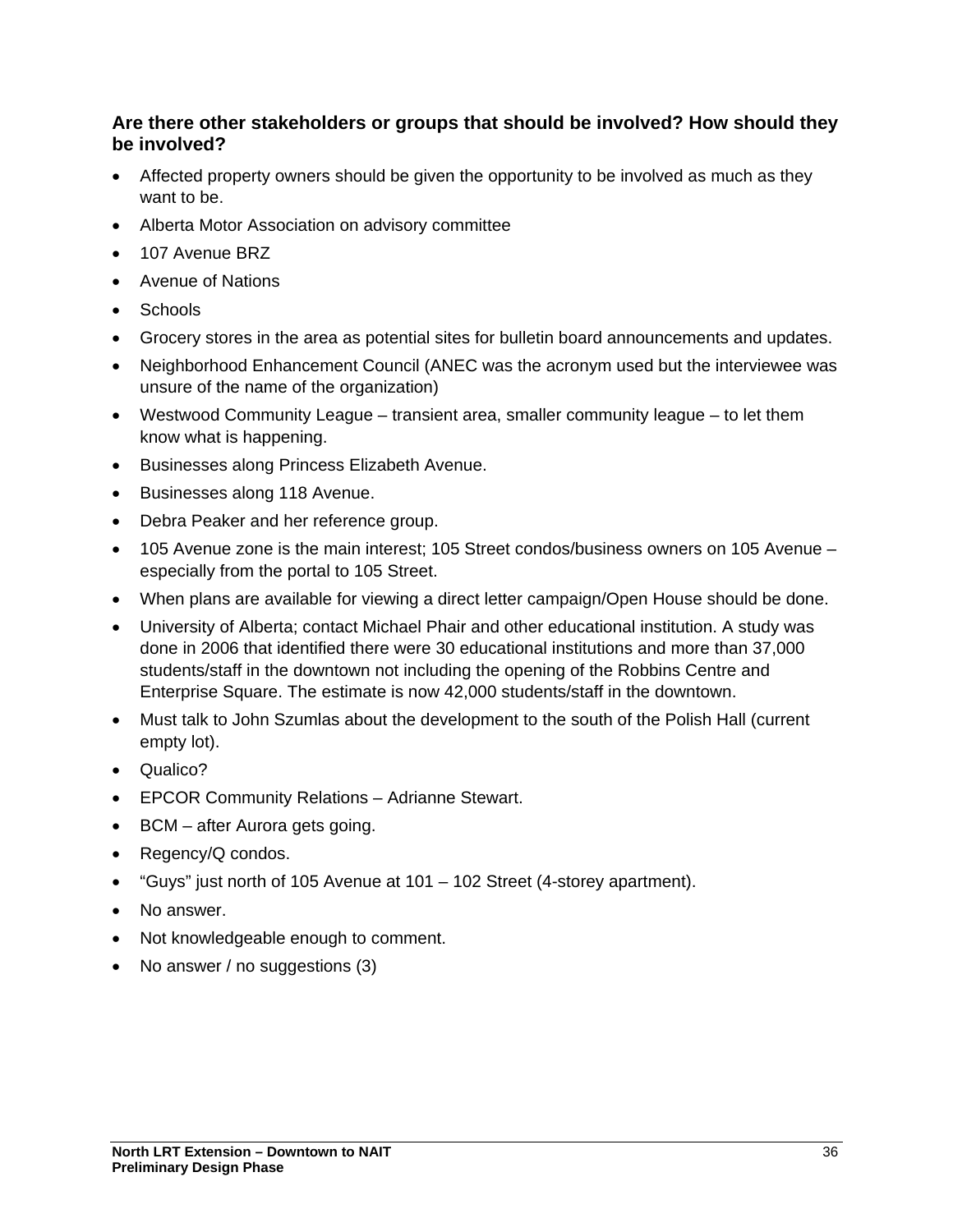**Are there other stakeholders or groups that should be involved? How should they be involved?**

- Affected property owners should be given the opportunity to be involved as much as they want to be.
- Alberta Motor Association on advisory committee
- 107 Avenue BRZ
- Avenue of Nations
- Schools
- Grocery stores in the area as potential sites for bulletin board announcements and updates.
- Neighborhood Enhancement Council (ANEC was the acronym used but the interviewee was unsure of the name of the organization)
- Westwood Community League – transient area, smaller community league – to let them know what is happening.
- Businesses along Princess Elizabeth Avenue.
- Businesses along 118 Avenue.
- Debra Peaker and her reference group.
- 105 Avenue zone is the main interest; 105 Street condos/business owners on 105 Avenue – especially from the portal to 105 Street.
- When plans are available for viewing a direct letter campaign/Open House should be done.
- University of Alberta; contact Michael Phair and other educational institution. A study was done in 2006 that identified there were 30 educational institutions and more than 37,000 students/staff in the downtown not including the opening of the Robbins Centre and Enterprise Square. The estimate is now 42,000 students/staff in the downtown.
- Must talk to John Szumlas about the development to the south of the Polish Hall (current empty lot).
- Qualico?
- EPCOR Community Relations – Adrianne Stewart.
- BCM – after Aurora gets going.
- Regency/Q condos.
- "Guys" just north of 105 Avenue at 101 – 102 Street (4-storey apartment).
- No answer.
- Not knowledgeable enough to comment.
- No answer / no suggestions (3)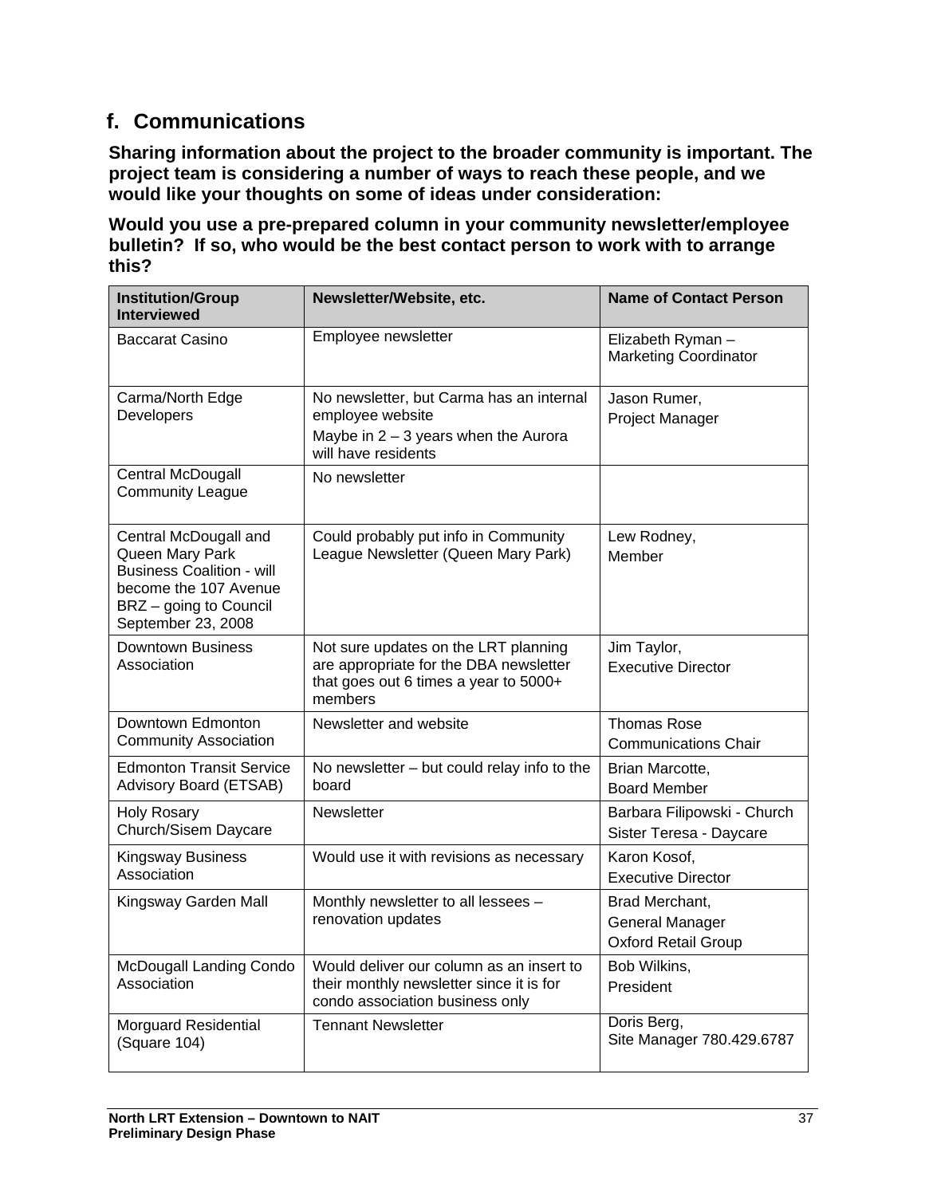## f. Communications

**Sharing information about the project to the broader community is important. The project team is considering a number of ways to reach these people, and we would like your thoughts on some of ideas under consideration:**

**Would you use a pre-prepared column in your community newsletter/employee bulletin? If so, who would be the best contact person to work with to arrange this?**

| Institution/Group Interviewed | Newsletter/Website, etc. | Name of Contact Person |
|---|---|---|
| Baccarat Casino | Employee newsletter | Elizabeth Ryman – Marketing Coordinator |
| Carma/North Edge Developers | No newsletter, but Carma has an internal employee website<br>Maybe in 2 – 3 years when the Aurora will have residents | Jason Rumer,<br>Project Manager |
| Central McDougall Community League | No newsletter | |
| Central McDougall and Queen Mary Park Business Coalition - will become the 107 Avenue BRZ – going to Council September 23, 2008 | Could probably put info in Community League Newsletter (Queen Mary Park) | Lew Rodney,<br>Member |
| Downtown Business Association | Not sure updates on the LRT planning are appropriate for the DBA newsletter that goes out 6 times a year to 5000+ members | Jim Taylor,<br>Executive Director |
| Downtown Edmonton Community Association | Newsletter and website | Thomas Rose<br>Communications Chair |
| Edmonton Transit Service Advisory Board (ETSAB) | No newsletter – but could relay info to the board | Brian Marcotte,<br>Board Member |
| Holy Rosary Church/Sisem Daycare | Newsletter | Barbara Filipowski - Church<br>Sister Teresa - Daycare |
| Kingsway Business Association | Would use it with revisions as necessary | Karon Kosof,<br>Executive Director |
| Kingsway Garden Mall | Monthly newsletter to all lessees – renovation updates | Brad Merchant,<br>General Manager<br>Oxford Retail Group |
| McDougall Landing Condo Association | Would deliver our column as an insert to their monthly newsletter since it is for condo association business only | Bob Wilkins,<br>President |
| Morguard Residential (Square 104) | Tennant Newsletter | Doris Berg,<br>Site Manager 780.429.6787 |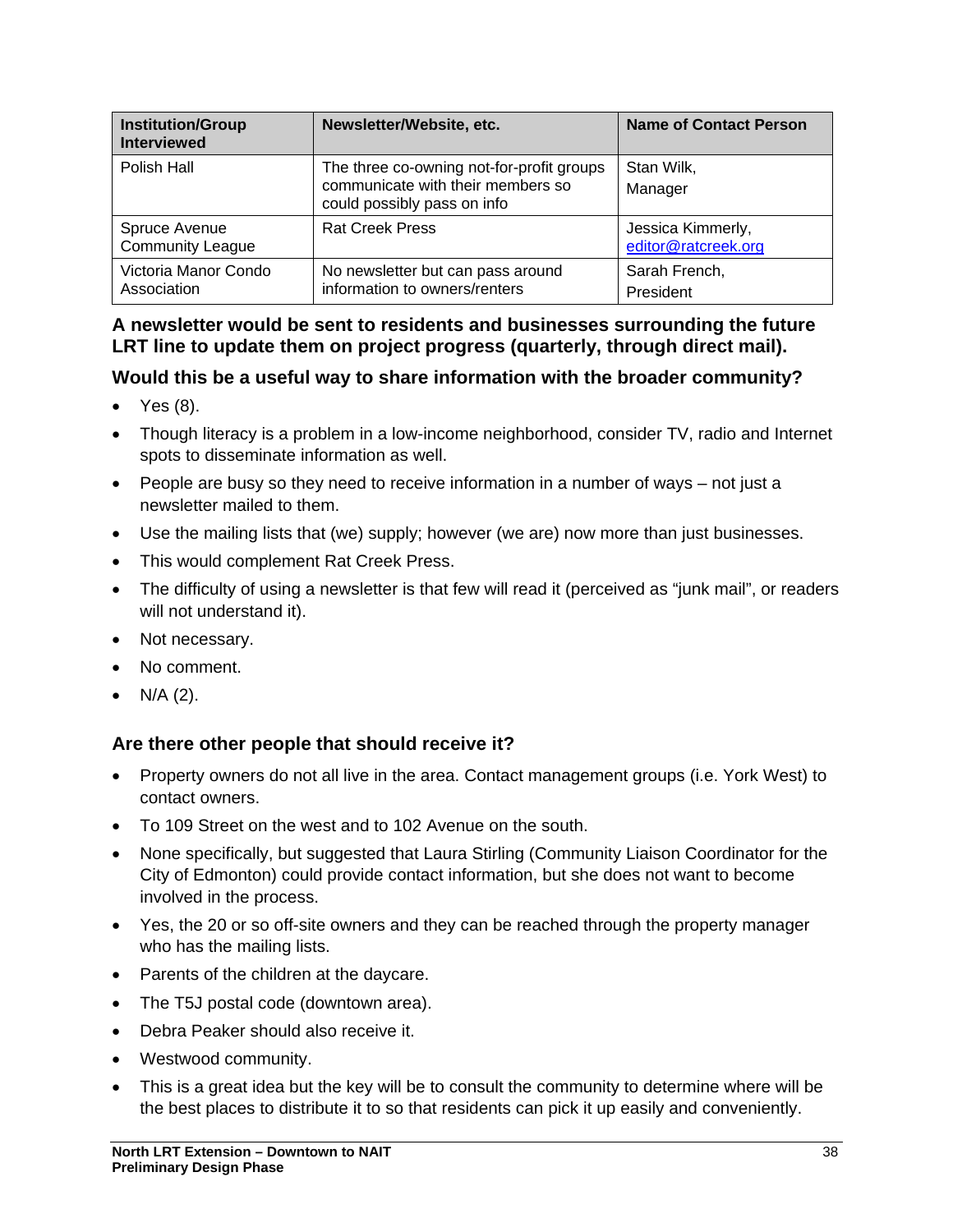| Institution/Group Interviewed | Newsletter/Website, etc. | Name of Contact Person |
|---|---|---|
| Polish Hall | The three co-owning not-for-profit groups communicate with their members so could possibly pass on info | Stan Wilk, Manager |
| Spruce Avenue Community League | Rat Creek Press | Jessica Kimmerly, editor@ratcreek.org |
| Victoria Manor Condo Association | No newsletter but can pass around information to owners/renters | Sarah French, President |

**A newsletter would be sent to residents and businesses surrounding the future LRT line to update them on project progress (quarterly, through direct mail).**

### Would this be a useful way to share information with the broader community?

- Yes (8).
- Though literacy is a problem in a low-income neighborhood, consider TV, radio and Internet spots to disseminate information as well.
- People are busy so they need to receive information in a number of ways – not just a newsletter mailed to them.
- Use the mailing lists that (we) supply; however (we are) now more than just businesses.
- This would complement Rat Creek Press.
- The difficulty of using a newsletter is that few will read it (perceived as "junk mail", or readers will not understand it).
- Not necessary.
- No comment.
- N/A (2).

### Are there other people that should receive it?

- Property owners do not all live in the area. Contact management groups (i.e. York West) to contact owners.
- To 109 Street on the west and to 102 Avenue on the south.
- None specifically, but suggested that Laura Stirling (Community Liaison Coordinator for the City of Edmonton) could provide contact information, but she does not want to become involved in the process.
- Yes, the 20 or so off-site owners and they can be reached through the property manager who has the mailing lists.
- Parents of the children at the daycare.
- The T5J postal code (downtown area).
- Debra Peaker should also receive it.
- Westwood community.
- This is a great idea but the key will be to consult the community to determine where will be the best places to distribute it to so that residents can pick it up easily and conveniently.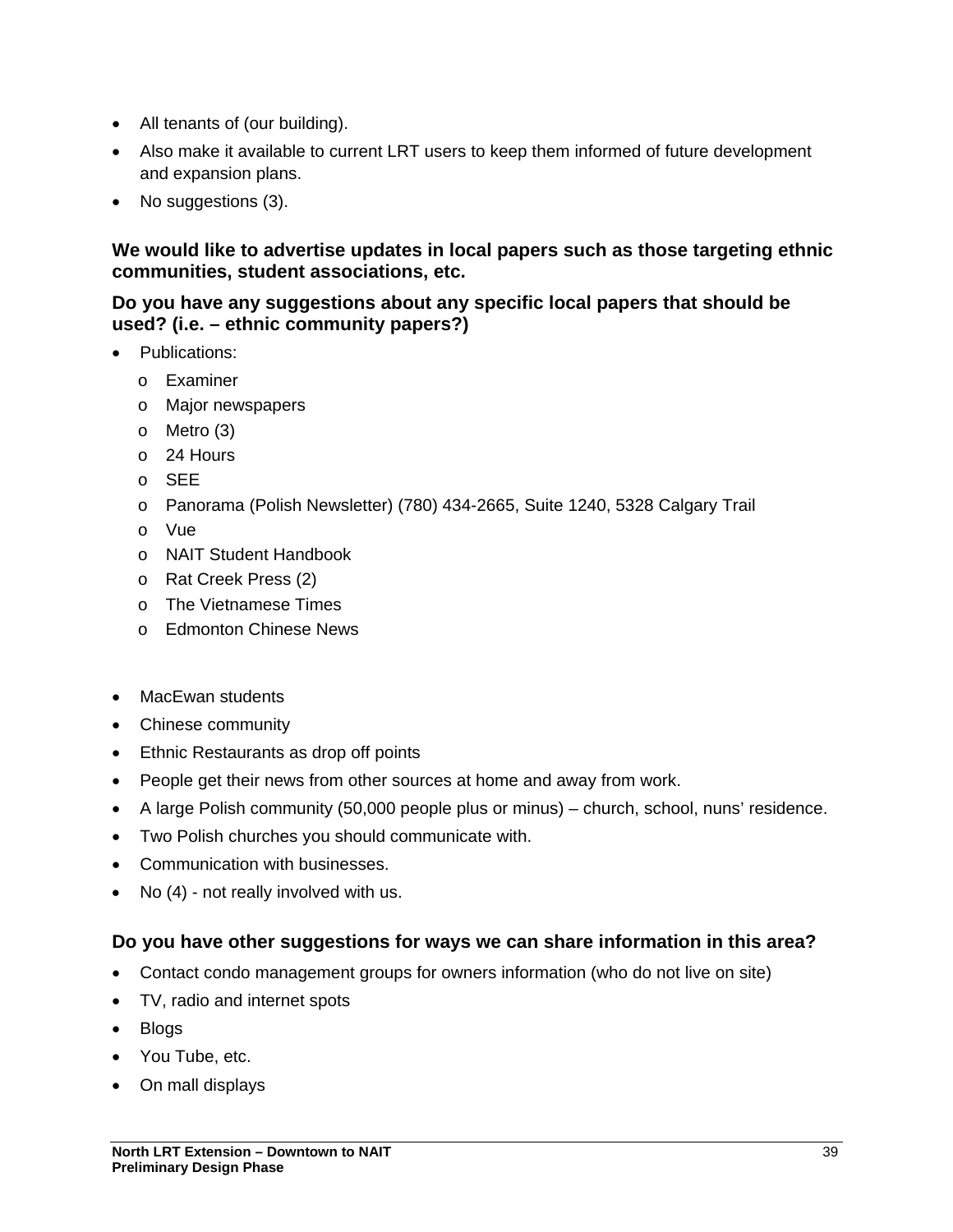- All tenants of (our building).
- Also make it available to current LRT users to keep them informed of future development and expansion plans.
- No suggestions (3).

**We would like to advertise updates in local papers such as those targeting ethnic communities, student associations, etc.**

**Do you have any suggestions about any specific local papers that should be used? (i.e. – ethnic community papers?)**

- Publications:
  - Examiner
  - Major newspapers
  - Metro (3)
  - 24 Hours
  - SEE
  - Panorama (Polish Newsletter) (780) 434-2665, Suite 1240, 5328 Calgary Trail
  - Vue
  - NAIT Student Handbook
  - Rat Creek Press (2)
  - The Vietnamese Times
  - Edmonton Chinese News

- MacEwan students
- Chinese community
- Ethnic Restaurants as drop off points
- People get their news from other sources at home and away from work.
- A large Polish community (50,000 people plus or minus) – church, school, nuns' residence.
- Two Polish churches you should communicate with.
- Communication with businesses.
- No (4) - not really involved with us.

### Do you have other suggestions for ways we can share information in this area?

- Contact condo management groups for owners information (who do not live on site)
- TV, radio and internet spots
- Blogs
- You Tube, etc.
- On mall displays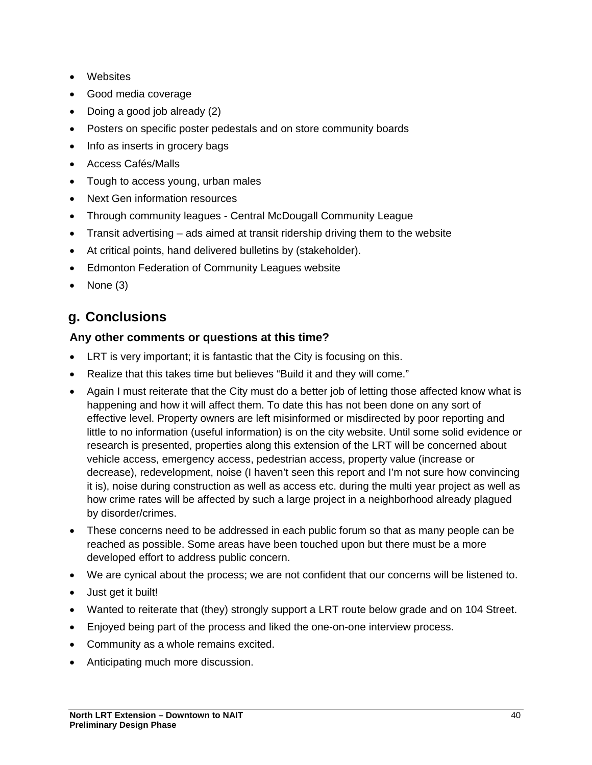- Websites
- Good media coverage
- Doing a good job already (2)
- Posters on specific poster pedestals and on store community boards
- Info as inserts in grocery bags
- Access Cafés/Malls
- Tough to access young, urban males
- Next Gen information resources
- Through community leagues - Central McDougall Community League
- Transit advertising – ads aimed at transit ridership driving them to the website
- At critical points, hand delivered bulletins by (stakeholder).
- Edmonton Federation of Community Leagues website
- None (3)

## g. Conclusions

**Any other comments or questions at this time?**

- LRT is very important; it is fantastic that the City is focusing on this.
- Realize that this takes time but believes "Build it and they will come."
- Again I must reiterate that the City must do a better job of letting those affected know what is happening and how it will affect them. To date this has not been done on any sort of effective level. Property owners are left misinformed or misdirected by poor reporting and little to no information (useful information) is on the city website. Until some solid evidence or research is presented, properties along this extension of the LRT will be concerned about vehicle access, emergency access, pedestrian access, property value (increase or decrease), redevelopment, noise (I haven't seen this report and I'm not sure how convincing it is), noise during construction as well as access etc. during the multi year project as well as how crime rates will be affected by such a large project in a neighborhood already plagued by disorder/crimes.
- These concerns need to be addressed in each public forum so that as many people can be reached as possible. Some areas have been touched upon but there must be a more developed effort to address public concern.
- We are cynical about the process; we are not confident that our concerns will be listened to.
- Just get it built!
- Wanted to reiterate that (they) strongly support a LRT route below grade and on 104 Street.
- Enjoyed being part of the process and liked the one-on-one interview process.
- Community as a whole remains excited.
- Anticipating much more discussion.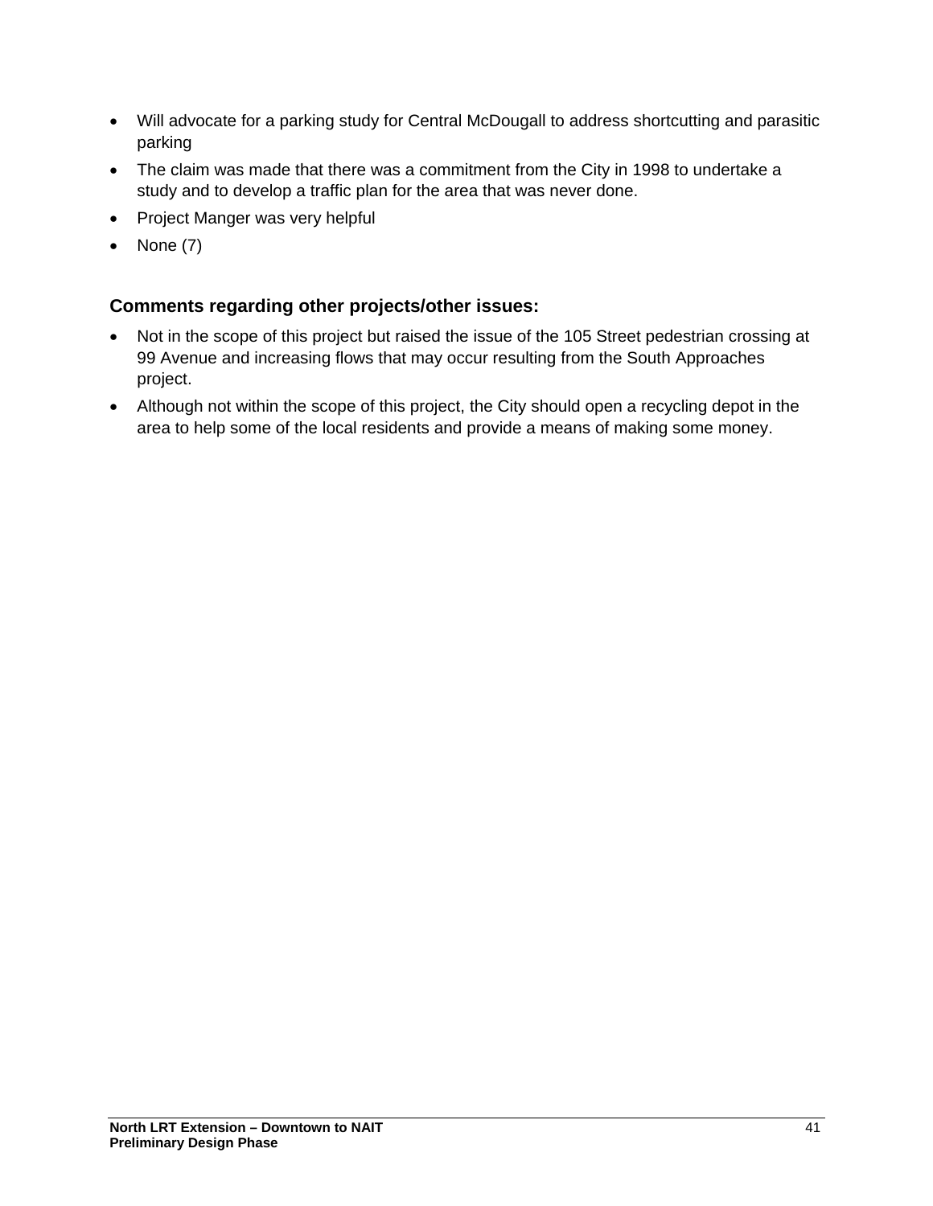- Will advocate for a parking study for Central McDougall to address shortcutting and parasitic parking
- The claim was made that there was a commitment from the City in 1998 to undertake a study and to develop a traffic plan for the area that was never done.
- Project Manger was very helpful
- None (7)

### Comments regarding other projects/other issues:

- Not in the scope of this project but raised the issue of the 105 Street pedestrian crossing at 99 Avenue and increasing flows that may occur resulting from the South Approaches project.
- Although not within the scope of this project, the City should open a recycling depot in the area to help some of the local residents and provide a means of making some money.